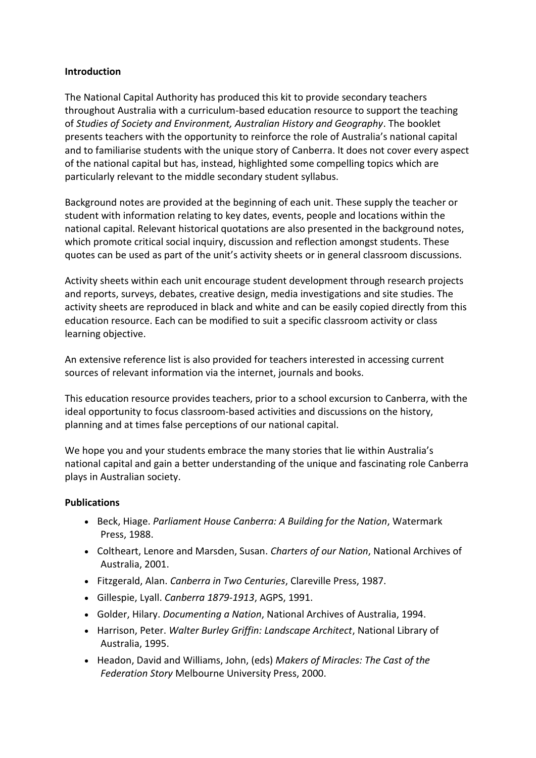## Introduction

The National Capital Authority has produced this kit to provide secondary teachers throughout Australia with a curriculum-based education resource to support the teaching of *Studies of Society and Environment, Australian History and Geography*. The booklet presents teachers with the opportunity to reinforce the role of Australia's national capital and to familiarise students with the unique story of Canberra. It does not cover every aspect of the national capital but has, instead, highlighted some compelling topics which are particularly relevant to the middle secondary student syllabus.

Background notes are provided at the beginning of each unit. These supply the teacher or student with information relating to key dates, events, people and locations within the national capital. Relevant historical quotations are also presented in the background notes, which promote critical social inquiry, discussion and reflection amongst students. These quotes can be used as part of the unit's activity sheets or in general classroom discussions.

Activity sheets within each unit encourage student development through research projects and reports, surveys, debates, creative design, media investigations and site studies. The activity sheets are reproduced in black and white and can be easily copied directly from this education resource. Each can be modified to suit a specific classroom activity or class learning objective.

An extensive reference list is also provided for teachers interested in accessing current sources of relevant information via the internet, journals and books.

This education resource provides teachers, prior to a school excursion to Canberra, with the ideal opportunity to focus classroom-based activities and discussions on the history, planning and at times false perceptions of our national capital.

We hope you and your students embrace the many stories that lie within Australia's national capital and gain a better understanding of the unique and fascinating role Canberra plays in Australian society.

## Publications

- Beck, Hiage. *Parliament House Canberra: A Building for the Nation*, Watermark Press, 1988.
- Coltheart, Lenore and Marsden, Susan. *Charters of our Nation*, National Archives of Australia, 2001.
- Fitzgerald, Alan. *Canberra in Two Centuries*, Clareville Press, 1987.
- Gillespie, Lyall. *Canberra 1879-1913*, AGPS, 1991.
- Golder, Hilary. *Documenting a Nation*, National Archives of Australia, 1994.
- Harrison, Peter. *Walter Burley Griffin: Landscape Architect*, National Library of Australia, 1995.
- Headon, David and Williams, John, (eds) *Makers of Miracles: The Cast of the Federation Story* Melbourne University Press, 2000.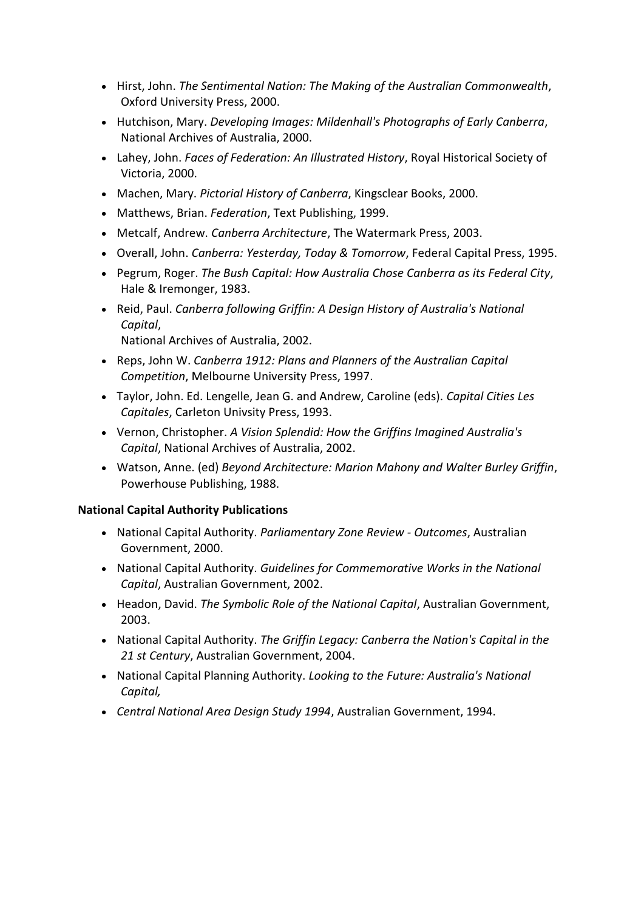- Hirst, John. *The Sentimental Nation: The Making of the Australian Commonwealth*, Oxford University Press, 2000.
- Hutchison, Mary. *Developing Images: Mildenhall's Photographs of Early Canberra*, National Archives of Australia, 2000.
- Lahey, John. *Faces of Federation: An Illustrated History*, Royal Historical Society of Victoria, 2000.
- Machen, Mary. *Pictorial History of Canberra*, Kingsclear Books, 2000.
- Matthews, Brian. *Federation*, Text Publishing, 1999.
- Metcalf, Andrew. *Canberra Architecture*, The Watermark Press, 2003.
- Overall, John. *Canberra: Yesterday, Today & Tomorrow*, Federal Capital Press, 1995.
- Pegrum, Roger. *The Bush Capital: How Australia Chose Canberra as its Federal City*, Hale & Iremonger, 1983.
- Reid, Paul. *Canberra following Griffin: A Design History of Australia's National Capital*,
  National Archives of Australia, 2002.
- Reps, John W. *Canberra 1912: Plans and Planners of the Australian Capital Competition*, Melbourne University Press, 1997.
- Taylor, John. Ed. Lengelle, Jean G. and Andrew, Caroline (eds). *Capital Cities Les Capitales*, Carleton Univsity Press, 1993.
- Vernon, Christopher. *A Vision Splendid: How the Griffins Imagined Australia's Capital*, National Archives of Australia, 2002.
- Watson, Anne. (ed) *Beyond Architecture: Marion Mahony and Walter Burley Griffin*, Powerhouse Publishing, 1988.

**National Capital Authority Publications**

- National Capital Authority. *Parliamentary Zone Review - Outcomes*, Australian Government, 2000.
- National Capital Authority. *Guidelines for Commemorative Works in the National Capital*, Australian Government, 2002.
- Headon, David. *The Symbolic Role of the National Capital*, Australian Government, 2003.
- National Capital Authority. *The Griffin Legacy: Canberra the Nation's Capital in the 21 st Century*, Australian Government, 2004.
- National Capital Planning Authority. *Looking to the Future: Australia's National Capital,*
- *Central National Area Design Study 1994*, Australian Government, 1994.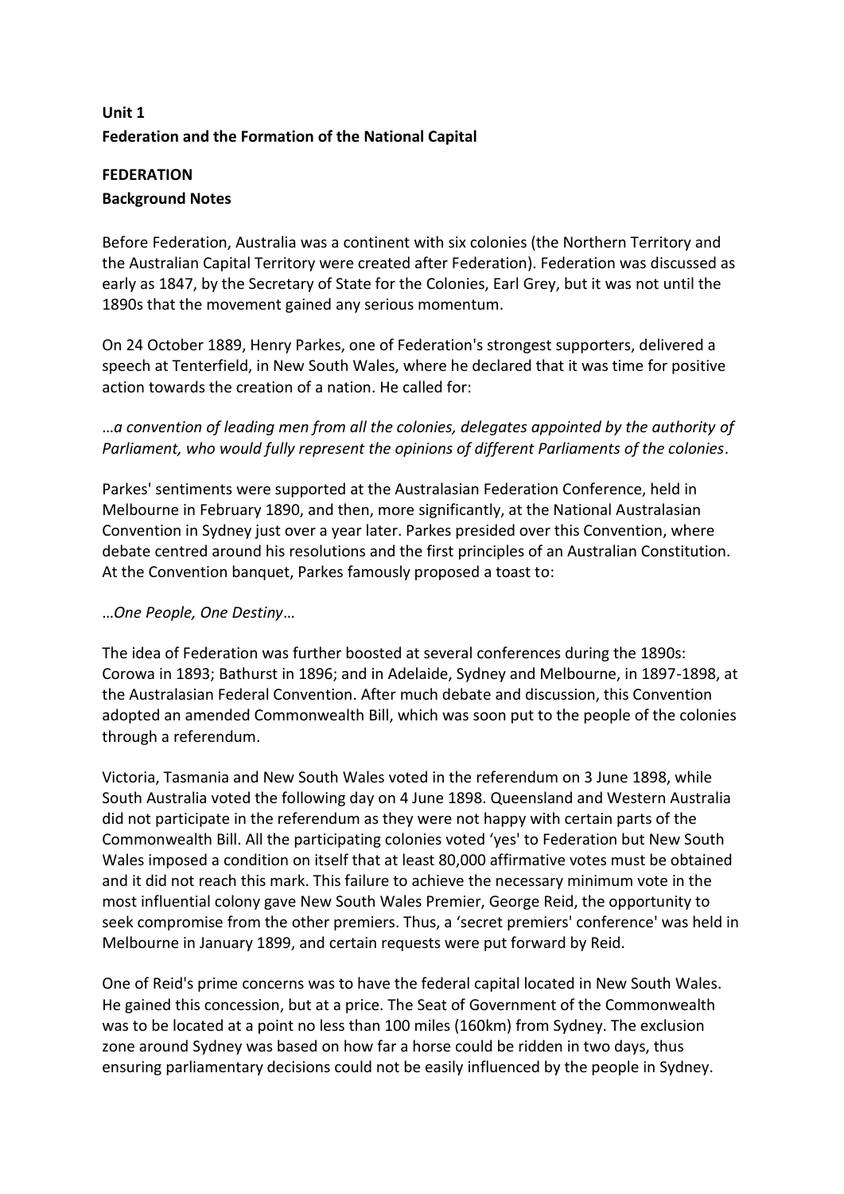**Unit 1**
**Federation and the Formation of the National Capital**

**FEDERATION**
**Background Notes**

Before Federation, Australia was a continent with six colonies (the Northern Territory and the Australian Capital Territory were created after Federation). Federation was discussed as early as 1847, by the Secretary of State for the Colonies, Earl Grey, but it was not until the 1890s that the movement gained any serious momentum.

On 24 October 1889, Henry Parkes, one of Federation's strongest supporters, delivered a speech at Tenterfield, in New South Wales, where he declared that it was time for positive action towards the creation of a nation. He called for:

…*a convention of leading men from all the colonies, delegates appointed by the authority of Parliament, who would fully represent the opinions of different Parliaments of the colonies*.

Parkes' sentiments were supported at the Australasian Federation Conference, held in Melbourne in February 1890, and then, more significantly, at the National Australasian Convention in Sydney just over a year later. Parkes presided over this Convention, where debate centred around his resolutions and the first principles of an Australian Constitution. At the Convention banquet, Parkes famously proposed a toast to:

…*One People, One Destiny*…

The idea of Federation was further boosted at several conferences during the 1890s: Corowa in 1893; Bathurst in 1896; and in Adelaide, Sydney and Melbourne, in 1897-1898, at the Australasian Federal Convention. After much debate and discussion, this Convention adopted an amended Commonwealth Bill, which was soon put to the people of the colonies through a referendum.

Victoria, Tasmania and New South Wales voted in the referendum on 3 June 1898, while South Australia voted the following day on 4 June 1898. Queensland and Western Australia did not participate in the referendum as they were not happy with certain parts of the Commonwealth Bill. All the participating colonies voted 'yes' to Federation but New South Wales imposed a condition on itself that at least 80,000 affirmative votes must be obtained and it did not reach this mark. This failure to achieve the necessary minimum vote in the most influential colony gave New South Wales Premier, George Reid, the opportunity to seek compromise from the other premiers. Thus, a 'secret premiers' conference' was held in Melbourne in January 1899, and certain requests were put forward by Reid.

One of Reid's prime concerns was to have the federal capital located in New South Wales. He gained this concession, but at a price. The Seat of Government of the Commonwealth was to be located at a point no less than 100 miles (160km) from Sydney. The exclusion zone around Sydney was based on how far a horse could be ridden in two days, thus ensuring parliamentary decisions could not be easily influenced by the people in Sydney.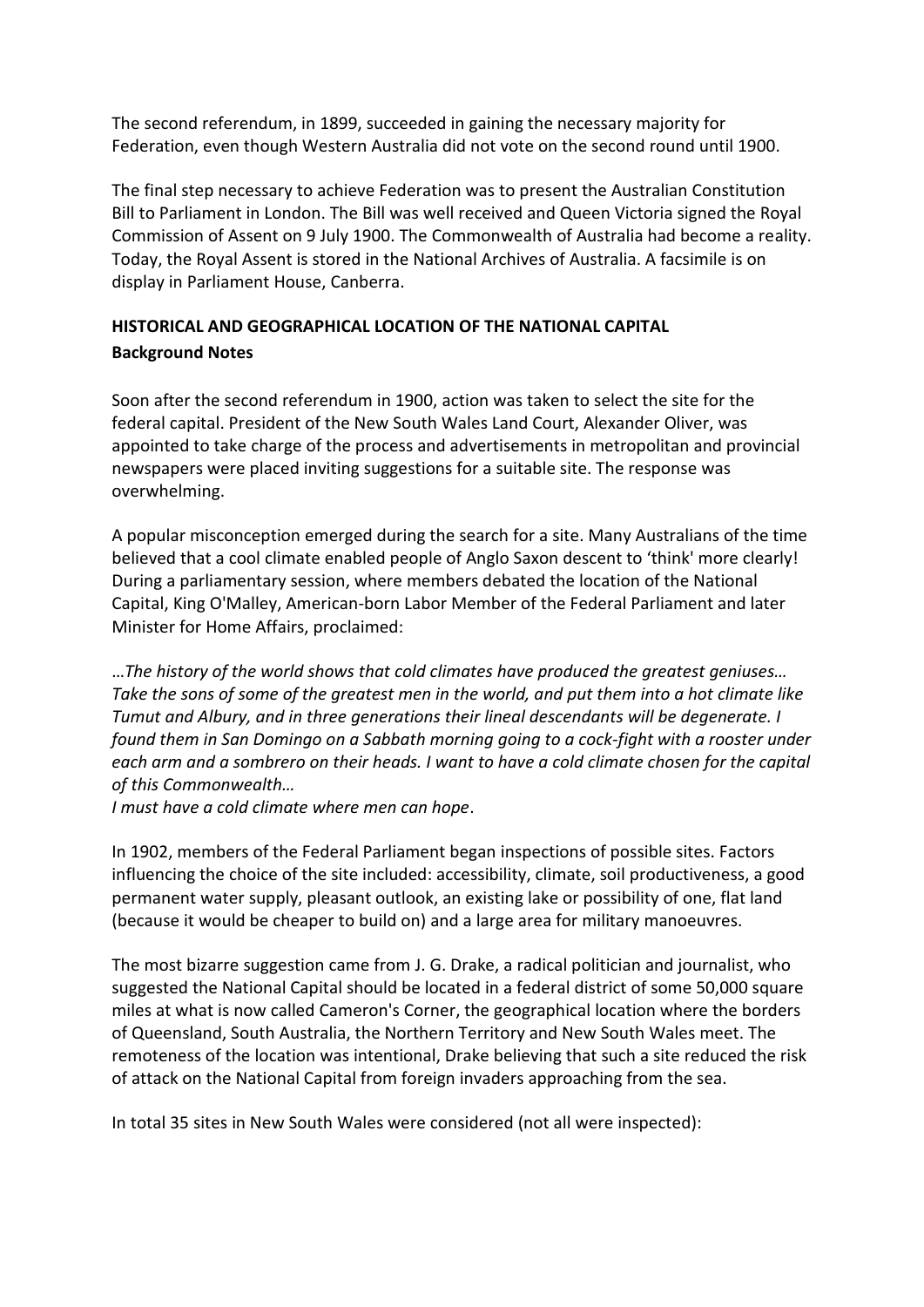The second referendum, in 1899, succeeded in gaining the necessary majority for Federation, even though Western Australia did not vote on the second round until 1900.

The final step necessary to achieve Federation was to present the Australian Constitution Bill to Parliament in London. The Bill was well received and Queen Victoria signed the Royal Commission of Assent on 9 July 1900. The Commonwealth of Australia had become a reality. Today, the Royal Assent is stored in the National Archives of Australia. A facsimile is on display in Parliament House, Canberra.

## HISTORICAL AND GEOGRAPHICAL LOCATION OF THE NATIONAL CAPITAL

### Background Notes

Soon after the second referendum in 1900, action was taken to select the site for the federal capital. President of the New South Wales Land Court, Alexander Oliver, was appointed to take charge of the process and advertisements in metropolitan and provincial newspapers were placed inviting suggestions for a suitable site. The response was overwhelming.

A popular misconception emerged during the search for a site. Many Australians of the time believed that a cool climate enabled people of Anglo Saxon descent to 'think' more clearly! During a parliamentary session, where members debated the location of the National Capital, King O'Malley, American-born Labor Member of the Federal Parliament and later Minister for Home Affairs, proclaimed:

*…The history of the world shows that cold climates have produced the greatest geniuses… Take the sons of some of the greatest men in the world, and put them into a hot climate like Tumut and Albury, and in three generations their lineal descendants will be degenerate. I found them in San Domingo on a Sabbath morning going to a cock-fight with a rooster under each arm and a sombrero on their heads. I want to have a cold climate chosen for the capital of this Commonwealth…*
*I must have a cold climate where men can hope*.

In 1902, members of the Federal Parliament began inspections of possible sites. Factors influencing the choice of the site included: accessibility, climate, soil productiveness, a good permanent water supply, pleasant outlook, an existing lake or possibility of one, flat land (because it would be cheaper to build on) and a large area for military manoeuvres.

The most bizarre suggestion came from J. G. Drake, a radical politician and journalist, who suggested the National Capital should be located in a federal district of some 50,000 square miles at what is now called Cameron's Corner, the geographical location where the borders of Queensland, South Australia, the Northern Territory and New South Wales meet. The remoteness of the location was intentional, Drake believing that such a site reduced the risk of attack on the National Capital from foreign invaders approaching from the sea.

In total 35 sites in New South Wales were considered (not all were inspected):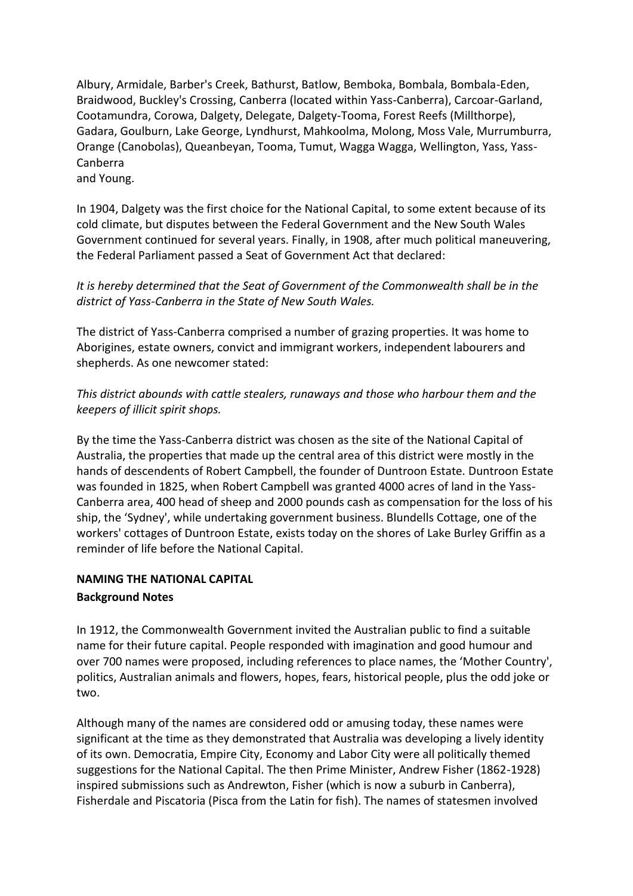Albury, Armidale, Barber's Creek, Bathurst, Batlow, Bemboka, Bombala, Bombala-Eden, Braidwood, Buckley's Crossing, Canberra (located within Yass-Canberra), Carcoar-Garland, Cootamundra, Corowa, Dalgety, Delegate, Dalgety-Tooma, Forest Reefs (Millthorpe), Gadara, Goulburn, Lake George, Lyndhurst, Mahkoolma, Molong, Moss Vale, Murrumburra, Orange (Canobolas), Queanbeyan, Tooma, Tumut, Wagga Wagga, Wellington, Yass, Yass-Canberra
and Young.

In 1904, Dalgety was the first choice for the National Capital, to some extent because of its cold climate, but disputes between the Federal Government and the New South Wales Government continued for several years. Finally, in 1908, after much political maneuvering, the Federal Parliament passed a Seat of Government Act that declared:

*It is hereby determined that the Seat of Government of the Commonwealth shall be in the district of Yass-Canberra in the State of New South Wales.*

The district of Yass-Canberra comprised a number of grazing properties. It was home to Aborigines, estate owners, convict and immigrant workers, independent labourers and shepherds. As one newcomer stated:

*This district abounds with cattle stealers, runaways and those who harbour them and the keepers of illicit spirit shops.*

By the time the Yass-Canberra district was chosen as the site of the National Capital of Australia, the properties that made up the central area of this district were mostly in the hands of descendents of Robert Campbell, the founder of Duntroon Estate. Duntroon Estate was founded in 1825, when Robert Campbell was granted 4000 acres of land in the Yass-Canberra area, 400 head of sheep and 2000 pounds cash as compensation for the loss of his ship, the 'Sydney', while undertaking government business. Blundells Cottage, one of the workers' cottages of Duntroon Estate, exists today on the shores of Lake Burley Griffin as a reminder of life before the National Capital.

## NAMING THE NATIONAL CAPITAL

### Background Notes

In 1912, the Commonwealth Government invited the Australian public to find a suitable name for their future capital. People responded with imagination and good humour and over 700 names were proposed, including references to place names, the 'Mother Country', politics, Australian animals and flowers, hopes, fears, historical people, plus the odd joke or two.

Although many of the names are considered odd or amusing today, these names were significant at the time as they demonstrated that Australia was developing a lively identity of its own. Democratia, Empire City, Economy and Labor City were all politically themed suggestions for the National Capital. The then Prime Minister, Andrew Fisher (1862-1928) inspired submissions such as Andrewton, Fisher (which is now a suburb in Canberra), Fisherdale and Piscatoria (Pisca from the Latin for fish). The names of statesmen involved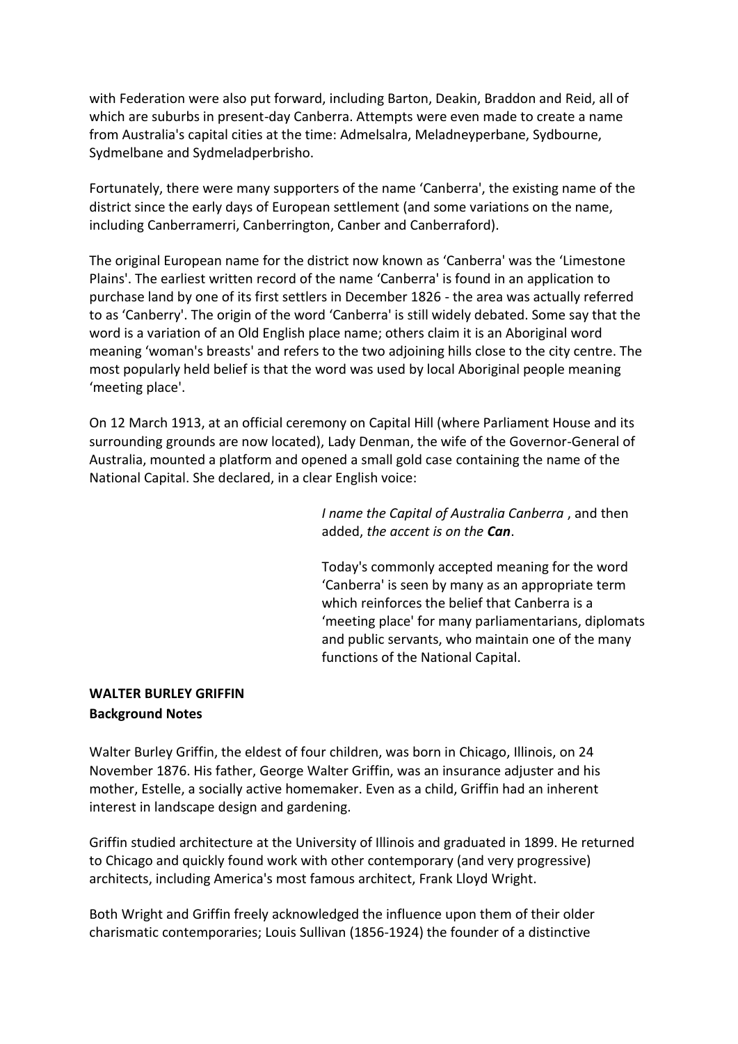with Federation were also put forward, including Barton, Deakin, Braddon and Reid, all of which are suburbs in present-day Canberra. Attempts were even made to create a name from Australia's capital cities at the time: Admelsalra, Meladneyperbane, Sydbourne, Sydmelbane and Sydmeladperbrisho.

Fortunately, there were many supporters of the name 'Canberra', the existing name of the district since the early days of European settlement (and some variations on the name, including Canberramerri, Canberrington, Canber and Canberraford).

The original European name for the district now known as 'Canberra' was the 'Limestone Plains'. The earliest written record of the name 'Canberra' is found in an application to purchase land by one of its first settlers in December 1826 - the area was actually referred to as 'Canberry'. The origin of the word 'Canberra' is still widely debated. Some say that the word is a variation of an Old English place name; others claim it is an Aboriginal word meaning 'woman's breasts' and refers to the two adjoining hills close to the city centre. The most popularly held belief is that the word was used by local Aboriginal people meaning 'meeting place'.

On 12 March 1913, at an official ceremony on Capital Hill (where Parliament House and its surrounding grounds are now located), Lady Denman, the wife of the Governor-General of Australia, mounted a platform and opened a small gold case containing the name of the National Capital. She declared, in a clear English voice:

*I name the Capital of Australia Canberra* , and then added, *the accent is on the **Can***.

Today's commonly accepted meaning for the word 'Canberra' is seen by many as an appropriate term which reinforces the belief that Canberra is a 'meeting place' for many parliamentarians, diplomats and public servants, who maintain one of the many functions of the National Capital.

## WALTER BURLEY GRIFFIN

### Background Notes

Walter Burley Griffin, the eldest of four children, was born in Chicago, Illinois, on 24 November 1876. His father, George Walter Griffin, was an insurance adjuster and his mother, Estelle, a socially active homemaker. Even as a child, Griffin had an inherent interest in landscape design and gardening.

Griffin studied architecture at the University of Illinois and graduated in 1899. He returned to Chicago and quickly found work with other contemporary (and very progressive) architects, including America's most famous architect, Frank Lloyd Wright.

Both Wright and Griffin freely acknowledged the influence upon them of their older charismatic contemporaries; Louis Sullivan (1856-1924) the founder of a distinctive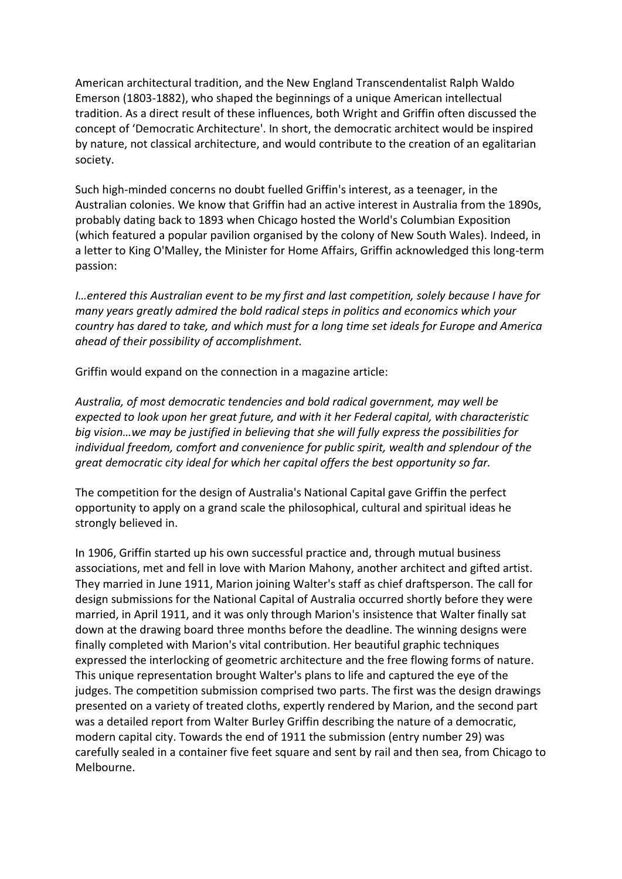American architectural tradition, and the New England Transcendentalist Ralph Waldo Emerson (1803-1882), who shaped the beginnings of a unique American intellectual tradition. As a direct result of these influences, both Wright and Griffin often discussed the concept of 'Democratic Architecture'. In short, the democratic architect would be inspired by nature, not classical architecture, and would contribute to the creation of an egalitarian society.

Such high-minded concerns no doubt fuelled Griffin's interest, as a teenager, in the Australian colonies. We know that Griffin had an active interest in Australia from the 1890s, probably dating back to 1893 when Chicago hosted the World's Columbian Exposition (which featured a popular pavilion organised by the colony of New South Wales). Indeed, in a letter to King O'Malley, the Minister for Home Affairs, Griffin acknowledged this long-term passion:

*I…entered this Australian event to be my first and last competition, solely because I have for many years greatly admired the bold radical steps in politics and economics which your country has dared to take, and which must for a long time set ideals for Europe and America ahead of their possibility of accomplishment.*

Griffin would expand on the connection in a magazine article:

*Australia, of most democratic tendencies and bold radical government, may well be expected to look upon her great future, and with it her Federal capital, with characteristic big vision…we may be justified in believing that she will fully express the possibilities for individual freedom, comfort and convenience for public spirit, wealth and splendour of the great democratic city ideal for which her capital offers the best opportunity so far.*

The competition for the design of Australia's National Capital gave Griffin the perfect opportunity to apply on a grand scale the philosophical, cultural and spiritual ideas he strongly believed in.

In 1906, Griffin started up his own successful practice and, through mutual business associations, met and fell in love with Marion Mahony, another architect and gifted artist. They married in June 1911, Marion joining Walter's staff as chief draftsperson. The call for design submissions for the National Capital of Australia occurred shortly before they were married, in April 1911, and it was only through Marion's insistence that Walter finally sat down at the drawing board three months before the deadline. The winning designs were finally completed with Marion's vital contribution. Her beautiful graphic techniques expressed the interlocking of geometric architecture and the free flowing forms of nature. This unique representation brought Walter's plans to life and captured the eye of the judges. The competition submission comprised two parts. The first was the design drawings presented on a variety of treated cloths, expertly rendered by Marion, and the second part was a detailed report from Walter Burley Griffin describing the nature of a democratic, modern capital city. Towards the end of 1911 the submission (entry number 29) was carefully sealed in a container five feet square and sent by rail and then sea, from Chicago to Melbourne.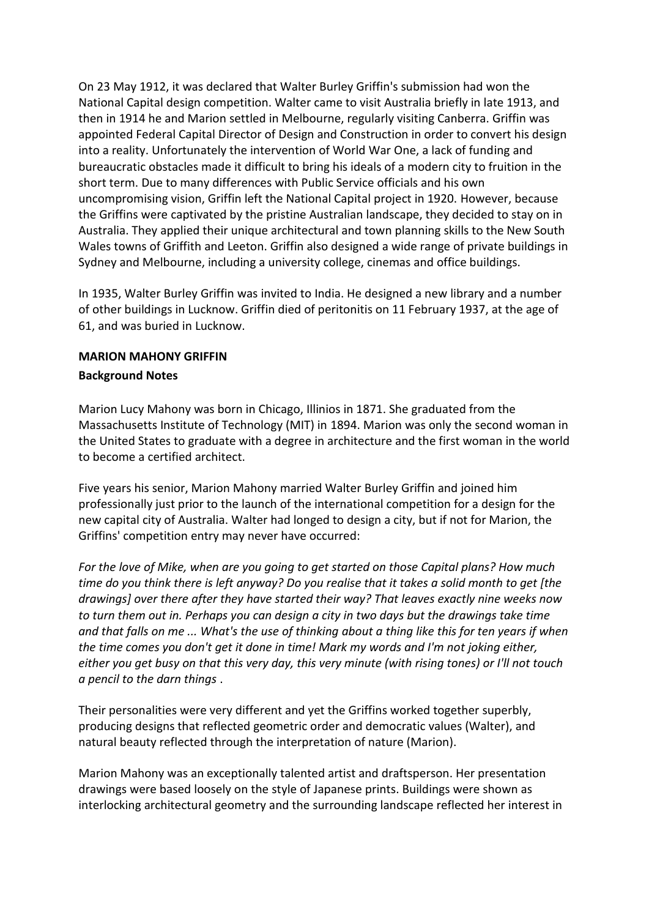On 23 May 1912, it was declared that Walter Burley Griffin's submission had won the National Capital design competition. Walter came to visit Australia briefly in late 1913, and then in 1914 he and Marion settled in Melbourne, regularly visiting Canberra. Griffin was appointed Federal Capital Director of Design and Construction in order to convert his design into a reality. Unfortunately the intervention of World War One, a lack of funding and bureaucratic obstacles made it difficult to bring his ideals of a modern city to fruition in the short term. Due to many differences with Public Service officials and his own uncompromising vision, Griffin left the National Capital project in 1920. However, because the Griffins were captivated by the pristine Australian landscape, they decided to stay on in Australia. They applied their unique architectural and town planning skills to the New South Wales towns of Griffith and Leeton. Griffin also designed a wide range of private buildings in Sydney and Melbourne, including a university college, cinemas and office buildings.

In 1935, Walter Burley Griffin was invited to India. He designed a new library and a number of other buildings in Lucknow. Griffin died of peritonitis on 11 February 1937, at the age of 61, and was buried in Lucknow.

**MARION MAHONY GRIFFIN**

**Background Notes**

Marion Lucy Mahony was born in Chicago, Illinios in 1871. She graduated from the Massachusetts Institute of Technology (MIT) in 1894. Marion was only the second woman in the United States to graduate with a degree in architecture and the first woman in the world to become a certified architect.

Five years his senior, Marion Mahony married Walter Burley Griffin and joined him professionally just prior to the launch of the international competition for a design for the new capital city of Australia. Walter had longed to design a city, but if not for Marion, the Griffins' competition entry may never have occurred:

*For the love of Mike, when are you going to get started on those Capital plans? How much time do you think there is left anyway? Do you realise that it takes a solid month to get [the drawings] over there after they have started their way? That leaves exactly nine weeks now to turn them out in. Perhaps you can design a city in two days but the drawings take time and that falls on me ... What's the use of thinking about a thing like this for ten years if when the time comes you don't get it done in time! Mark my words and I'm not joking either, either you get busy on that this very day, this very minute (with rising tones) or I'll not touch a pencil to the darn things* .

Their personalities were very different and yet the Griffins worked together superbly, producing designs that reflected geometric order and democratic values (Walter), and natural beauty reflected through the interpretation of nature (Marion).

Marion Mahony was an exceptionally talented artist and draftsperson. Her presentation drawings were based loosely on the style of Japanese prints. Buildings were shown as interlocking architectural geometry and the surrounding landscape reflected her interest in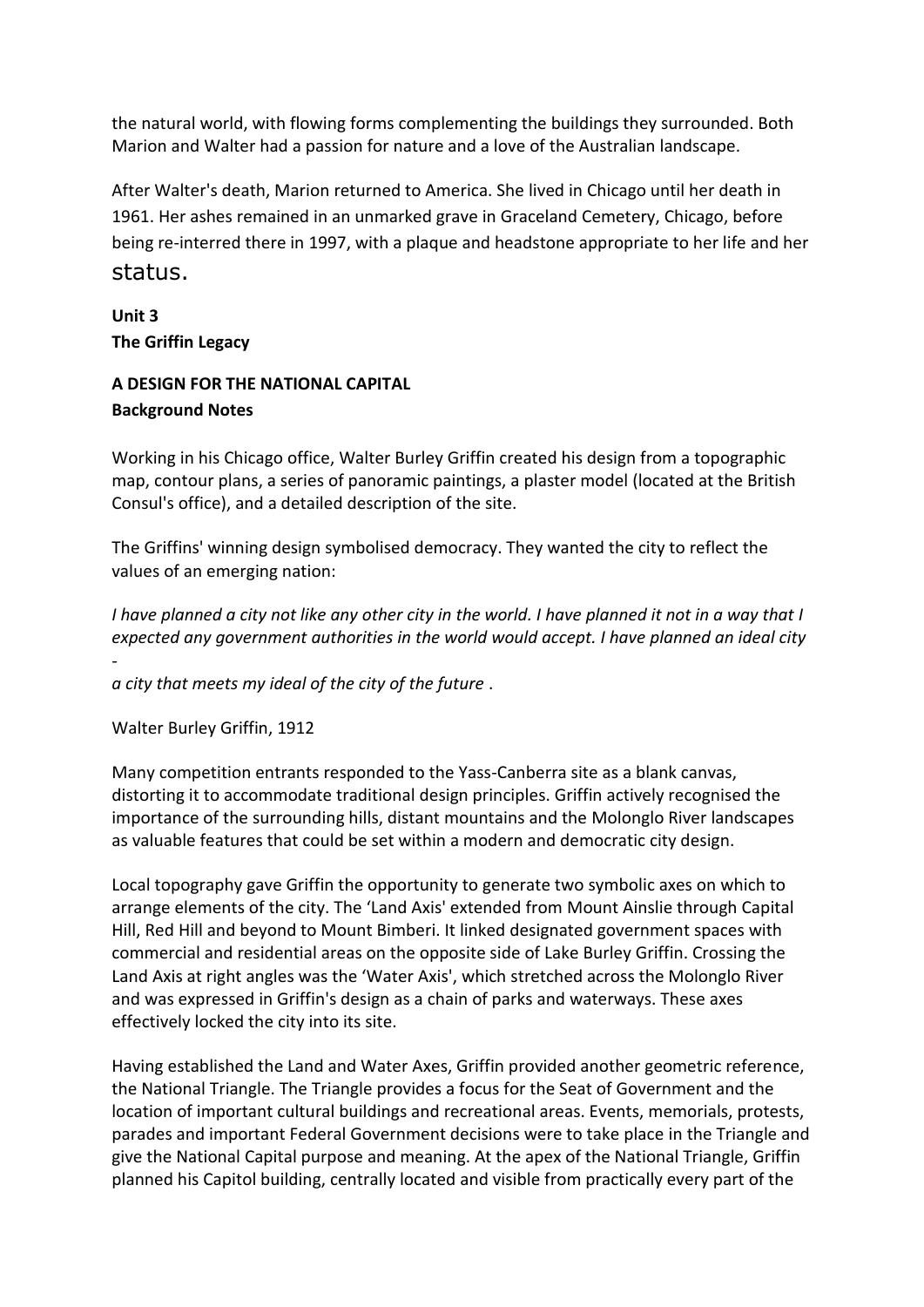the natural world, with flowing forms complementing the buildings they surrounded. Both Marion and Walter had a passion for nature and a love of the Australian landscape.

After Walter's death, Marion returned to America. She lived in Chicago until her death in 1961. Her ashes remained in an unmarked grave in Graceland Cemetery, Chicago, before being re-interred there in 1997, with a plaque and headstone appropriate to her life and her status.

## Unit 3
## The Griffin Legacy

### A DESIGN FOR THE NATIONAL CAPITAL
**Background Notes**

Working in his Chicago office, Walter Burley Griffin created his design from a topographic map, contour plans, a series of panoramic paintings, a plaster model (located at the British Consul's office), and a detailed description of the site.

The Griffins' winning design symbolised democracy. They wanted the city to reflect the values of an emerging nation:

*I have planned a city not like any other city in the world. I have planned it not in a way that I expected any government authorities in the world would accept. I have planned an ideal city - a city that meets my ideal of the city of the future .*

Walter Burley Griffin, 1912

Many competition entrants responded to the Yass-Canberra site as a blank canvas, distorting it to accommodate traditional design principles. Griffin actively recognised the importance of the surrounding hills, distant mountains and the Molonglo River landscapes as valuable features that could be set within a modern and democratic city design.

Local topography gave Griffin the opportunity to generate two symbolic axes on which to arrange elements of the city. The 'Land Axis' extended from Mount Ainslie through Capital Hill, Red Hill and beyond to Mount Bimberi. It linked designated government spaces with commercial and residential areas on the opposite side of Lake Burley Griffin. Crossing the Land Axis at right angles was the 'Water Axis', which stretched across the Molonglo River and was expressed in Griffin's design as a chain of parks and waterways. These axes effectively locked the city into its site.

Having established the Land and Water Axes, Griffin provided another geometric reference, the National Triangle. The Triangle provides a focus for the Seat of Government and the location of important cultural buildings and recreational areas. Events, memorials, protests, parades and important Federal Government decisions were to take place in the Triangle and give the National Capital purpose and meaning. At the apex of the National Triangle, Griffin planned his Capitol building, centrally located and visible from practically every part of the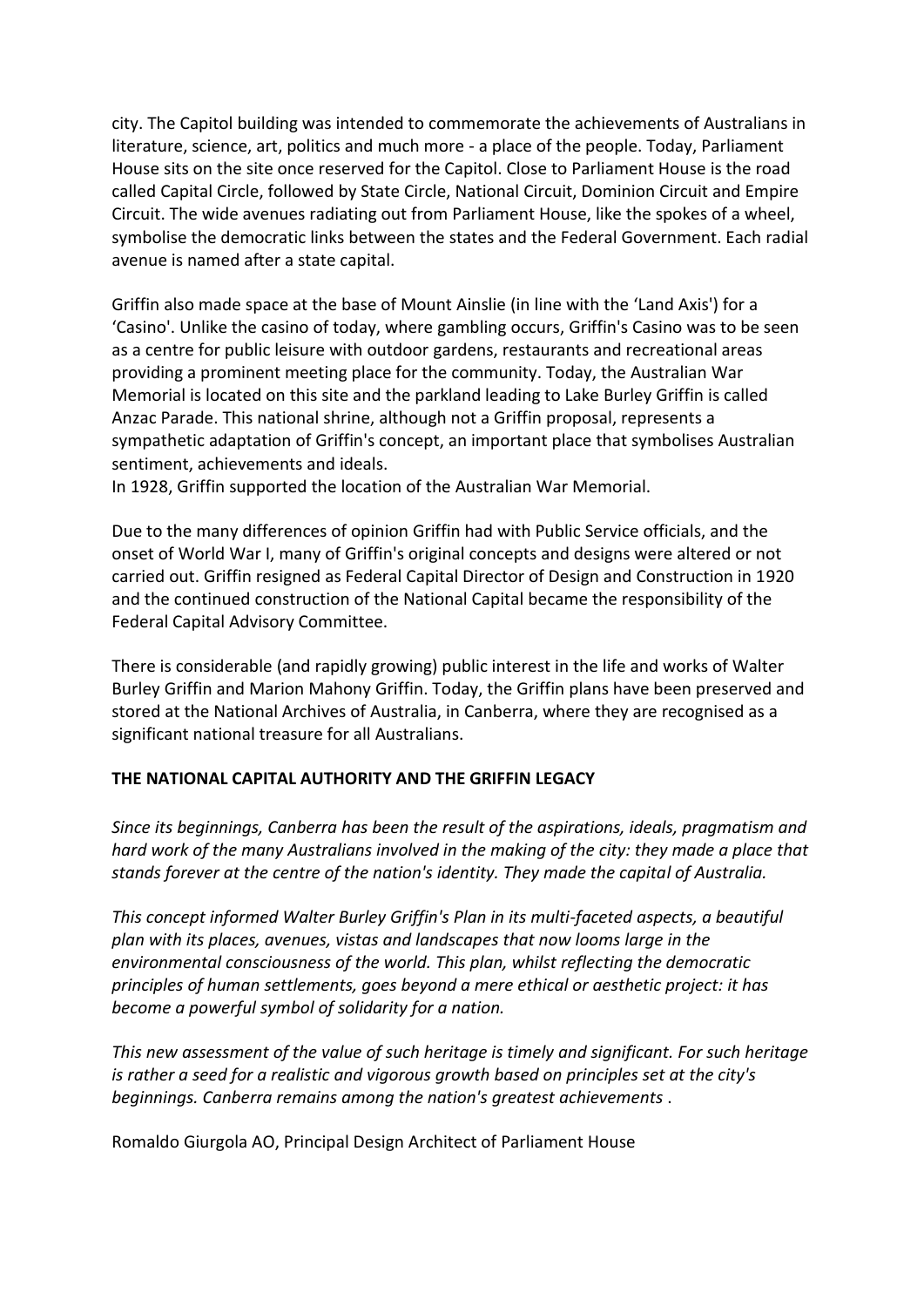city. The Capitol building was intended to commemorate the achievements of Australians in literature, science, art, politics and much more - a place of the people. Today, Parliament House sits on the site once reserved for the Capitol. Close to Parliament House is the road called Capital Circle, followed by State Circle, National Circuit, Dominion Circuit and Empire Circuit. The wide avenues radiating out from Parliament House, like the spokes of a wheel, symbolise the democratic links between the states and the Federal Government. Each radial avenue is named after a state capital.

Griffin also made space at the base of Mount Ainslie (in line with the 'Land Axis') for a 'Casino'. Unlike the casino of today, where gambling occurs, Griffin's Casino was to be seen as a centre for public leisure with outdoor gardens, restaurants and recreational areas providing a prominent meeting place for the community. Today, the Australian War Memorial is located on this site and the parkland leading to Lake Burley Griffin is called Anzac Parade. This national shrine, although not a Griffin proposal, represents a sympathetic adaptation of Griffin's concept, an important place that symbolises Australian sentiment, achievements and ideals.
In 1928, Griffin supported the location of the Australian War Memorial.

Due to the many differences of opinion Griffin had with Public Service officials, and the onset of World War I, many of Griffin's original concepts and designs were altered or not carried out. Griffin resigned as Federal Capital Director of Design and Construction in 1920 and the continued construction of the National Capital became the responsibility of the Federal Capital Advisory Committee.

There is considerable (and rapidly growing) public interest in the life and works of Walter Burley Griffin and Marion Mahony Griffin. Today, the Griffin plans have been preserved and stored at the National Archives of Australia, in Canberra, where they are recognised as a significant national treasure for all Australians.

**THE NATIONAL CAPITAL AUTHORITY AND THE GRIFFIN LEGACY**

*Since its beginnings, Canberra has been the result of the aspirations, ideals, pragmatism and hard work of the many Australians involved in the making of the city: they made a place that stands forever at the centre of the nation's identity. They made the capital of Australia.*

*This concept informed Walter Burley Griffin's Plan in its multi-faceted aspects, a beautiful plan with its places, avenues, vistas and landscapes that now looms large in the environmental consciousness of the world. This plan, whilst reflecting the democratic principles of human settlements, goes beyond a mere ethical or aesthetic project: it has become a powerful symbol of solidarity for a nation.*

*This new assessment of the value of such heritage is timely and significant. For such heritage is rather a seed for a realistic and vigorous growth based on principles set at the city's beginnings. Canberra remains among the nation's greatest achievements* .

Romaldo Giurgola AO, Principal Design Architect of Parliament House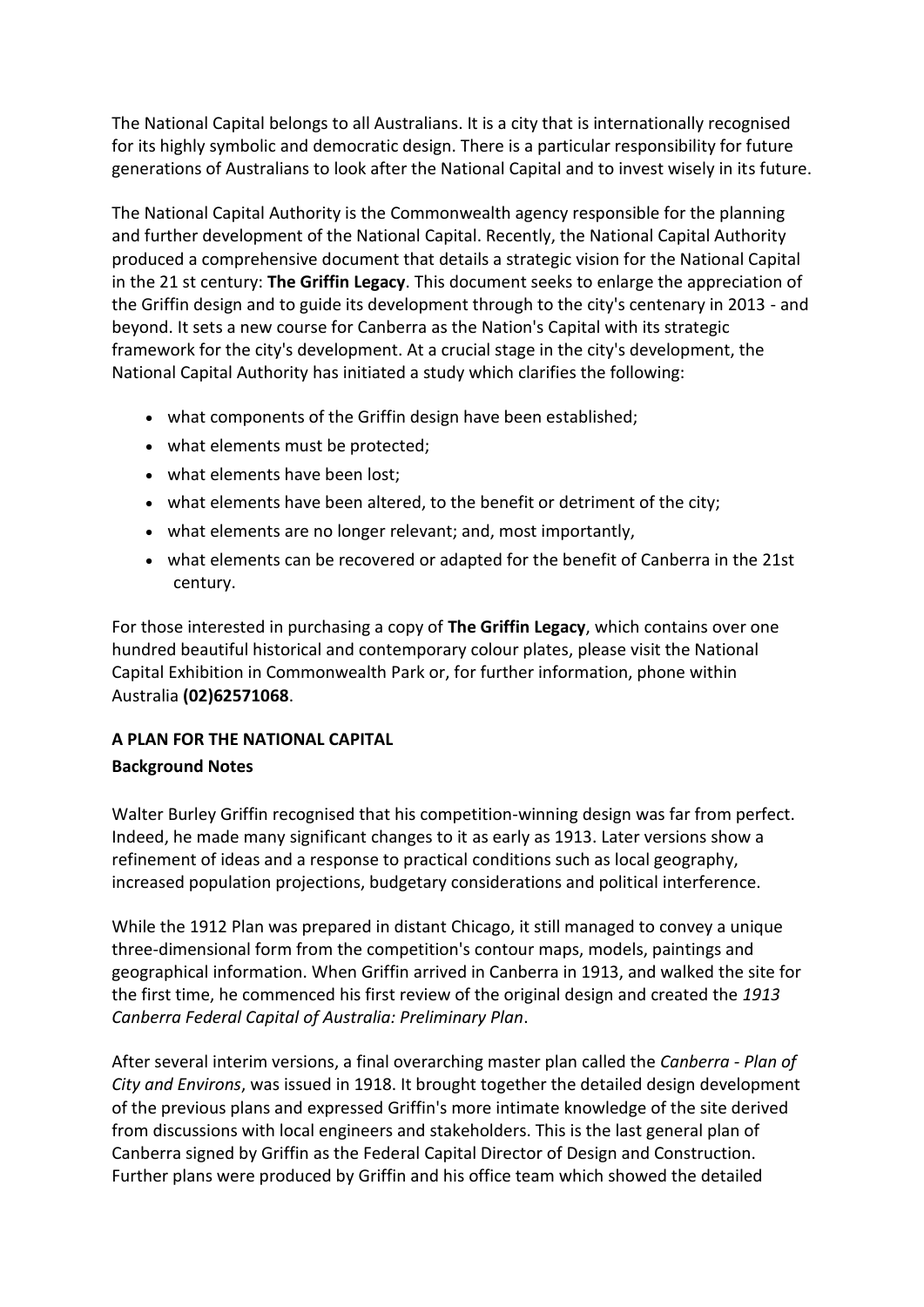The National Capital belongs to all Australians. It is a city that is internationally recognised for its highly symbolic and democratic design. There is a particular responsibility for future generations of Australians to look after the National Capital and to invest wisely in its future.

The National Capital Authority is the Commonwealth agency responsible for the planning and further development of the National Capital. Recently, the National Capital Authority produced a comprehensive document that details a strategic vision for the National Capital in the 21 st century: **The Griffin Legacy**. This document seeks to enlarge the appreciation of the Griffin design and to guide its development through to the city's centenary in 2013 - and beyond. It sets a new course for Canberra as the Nation's Capital with its strategic framework for the city's development. At a crucial stage in the city's development, the National Capital Authority has initiated a study which clarifies the following:

- what components of the Griffin design have been established;
- what elements must be protected;
- what elements have been lost;
- what elements have been altered, to the benefit or detriment of the city;
- what elements are no longer relevant; and, most importantly,
- what elements can be recovered or adapted for the benefit of Canberra in the 21st century.

For those interested in purchasing a copy of **The Griffin Legacy**, which contains over one hundred beautiful historical and contemporary colour plates, please visit the National Capital Exhibition in Commonwealth Park or, for further information, phone within Australia **(02)62571068**.

## A PLAN FOR THE NATIONAL CAPITAL

### Background Notes

Walter Burley Griffin recognised that his competition-winning design was far from perfect. Indeed, he made many significant changes to it as early as 1913. Later versions show a refinement of ideas and a response to practical conditions such as local geography, increased population projections, budgetary considerations and political interference.

While the 1912 Plan was prepared in distant Chicago, it still managed to convey a unique three-dimensional form from the competition's contour maps, models, paintings and geographical information. When Griffin arrived in Canberra in 1913, and walked the site for the first time, he commenced his first review of the original design and created the *1913 Canberra Federal Capital of Australia: Preliminary Plan*.

After several interim versions, a final overarching master plan called the *Canberra - Plan of City and Environs*, was issued in 1918. It brought together the detailed design development of the previous plans and expressed Griffin's more intimate knowledge of the site derived from discussions with local engineers and stakeholders. This is the last general plan of Canberra signed by Griffin as the Federal Capital Director of Design and Construction. Further plans were produced by Griffin and his office team which showed the detailed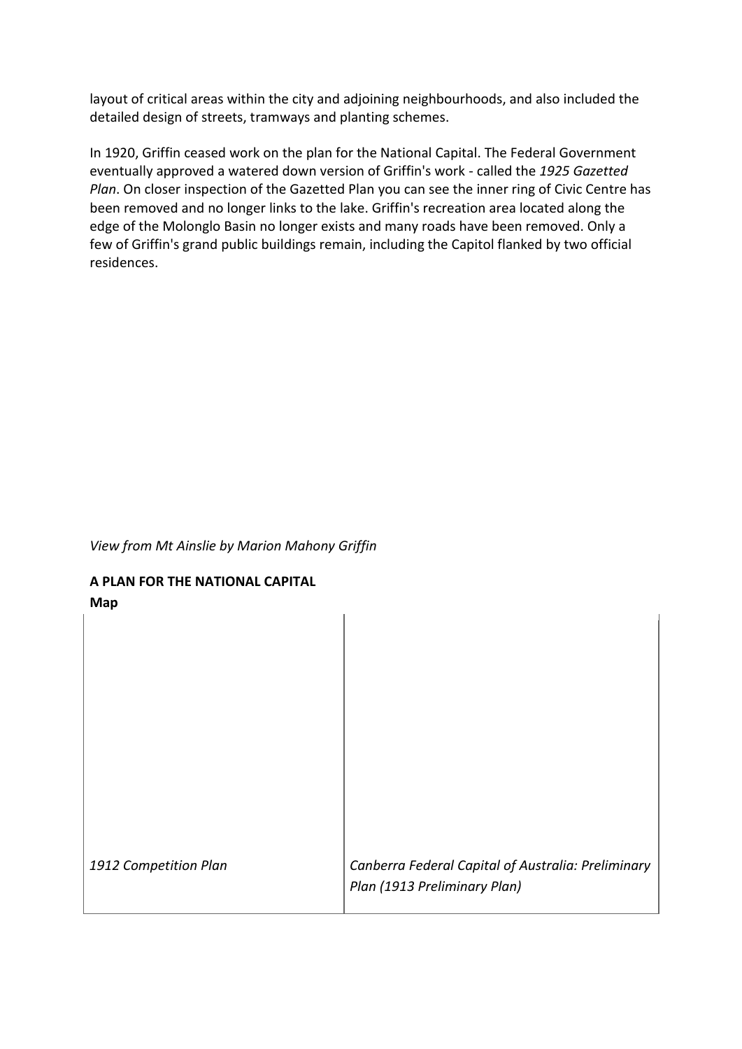layout of critical areas within the city and adjoining neighbourhoods, and also included the detailed design of streets, tramways and planting schemes.

In 1920, Griffin ceased work on the plan for the National Capital. The Federal Government eventually approved a watered down version of Griffin's work - called the *1925 Gazetted Plan*. On closer inspection of the Gazetted Plan you can see the inner ring of Civic Centre has been removed and no longer links to the lake. Griffin's recreation area located along the edge of the Molonglo Basin no longer exists and many roads have been removed. Only a few of Griffin's grand public buildings remain, including the Capitol flanked by two official residences.

*View from Mt Ainslie by Marion Mahony Griffin*

**A PLAN FOR THE NATIONAL CAPITAL**

**Map**

| | |
|---|---|
| *1912 Competition Plan* | *Canberra Federal Capital of Australia: Preliminary Plan (1913 Preliminary Plan)* |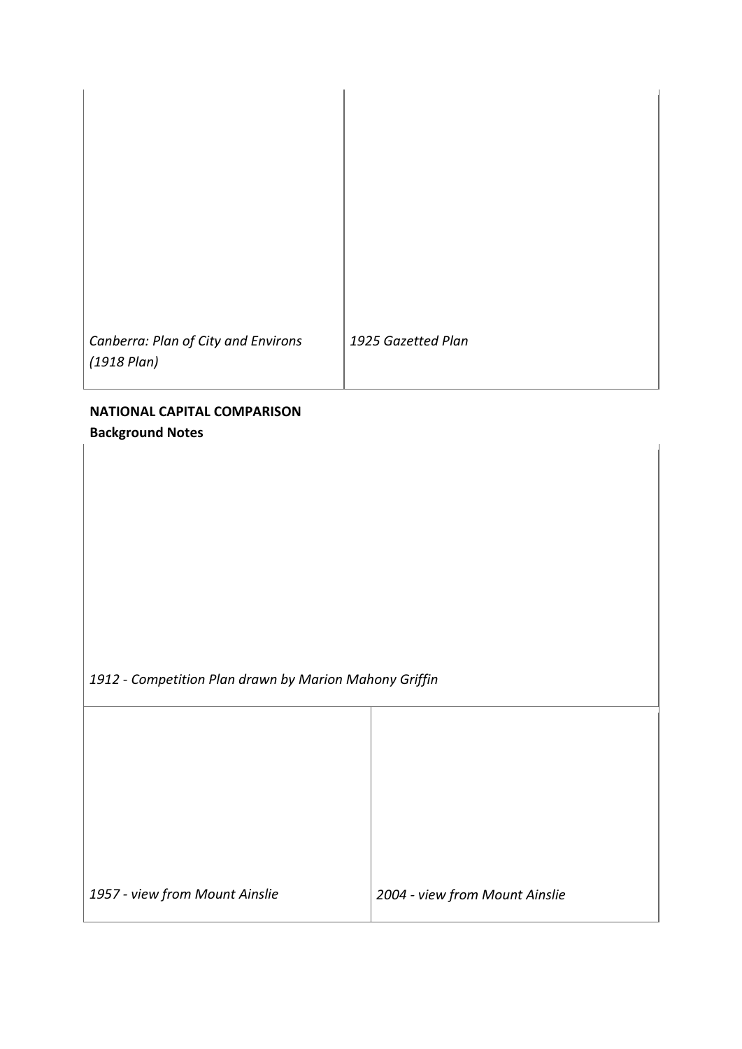| *Canberra: Plan of City and Environs (1918 Plan)* | *1925 Gazetted Plan* |
| --- | --- |

**NATIONAL CAPITAL COMPARISON**
**Background Notes**

*1912 - Competition Plan drawn by Marion Mahony Griffin*

| *1957 - view from Mount Ainslie* | *2004 - view from Mount Ainslie* |
| --- | --- |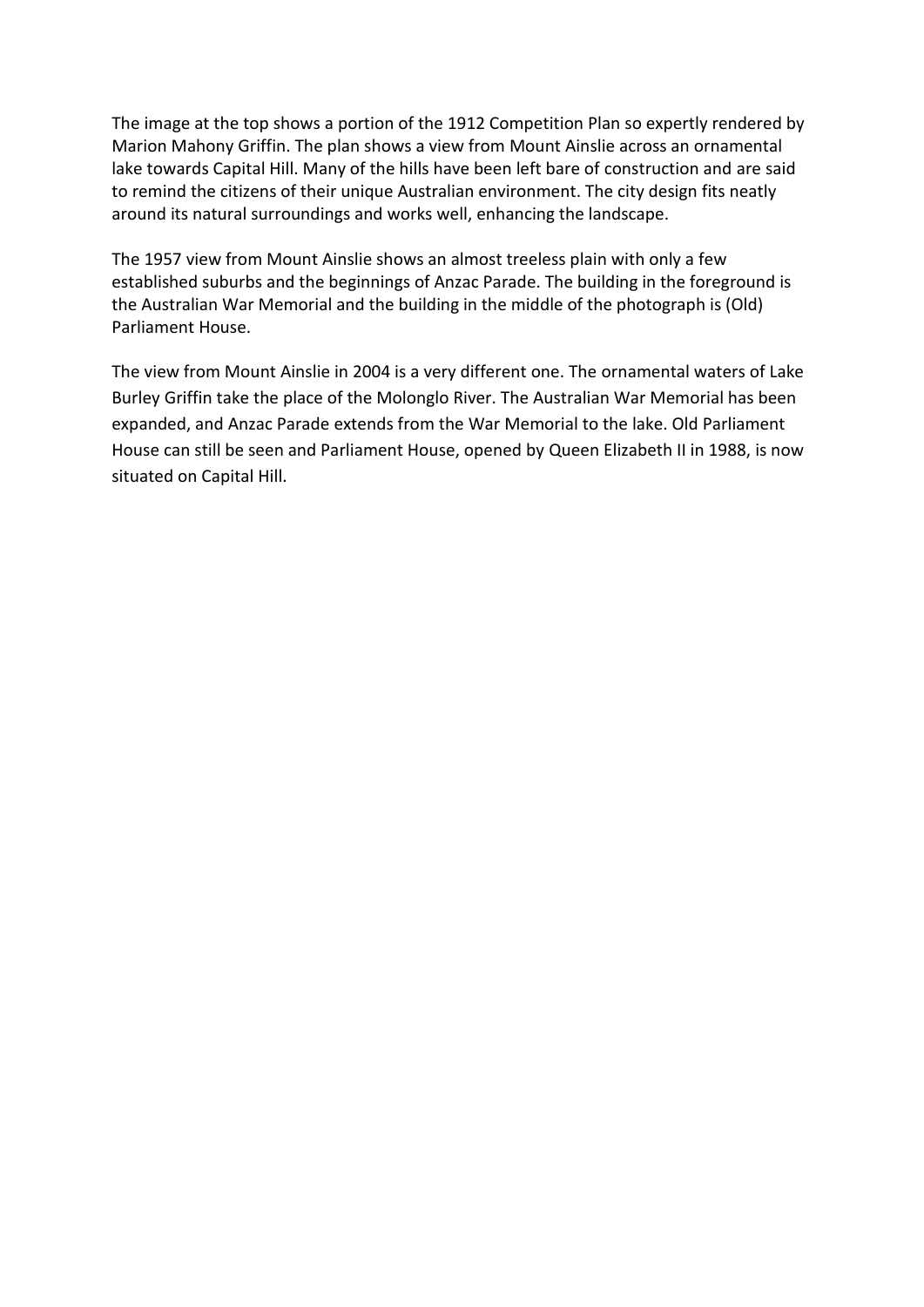The image at the top shows a portion of the 1912 Competition Plan so expertly rendered by Marion Mahony Griffin. The plan shows a view from Mount Ainslie across an ornamental lake towards Capital Hill. Many of the hills have been left bare of construction and are said to remind the citizens of their unique Australian environment. The city design fits neatly around its natural surroundings and works well, enhancing the landscape.

The 1957 view from Mount Ainslie shows an almost treeless plain with only a few established suburbs and the beginnings of Anzac Parade. The building in the foreground is the Australian War Memorial and the building in the middle of the photograph is (Old) Parliament House.

The view from Mount Ainslie in 2004 is a very different one. The ornamental waters of Lake Burley Griffin take the place of the Molonglo River. The Australian War Memorial has been expanded, and Anzac Parade extends from the War Memorial to the lake. Old Parliament House can still be seen and Parliament House, opened by Queen Elizabeth II in 1988, is now situated on Capital Hill.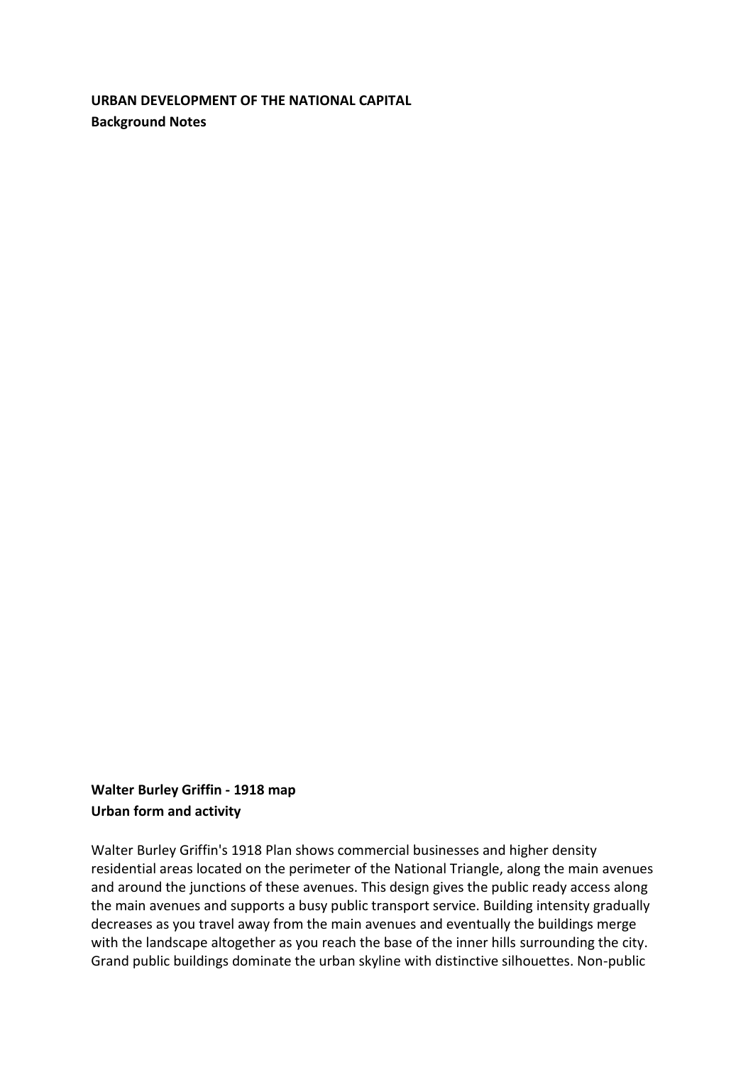**URBAN DEVELOPMENT OF THE NATIONAL CAPITAL**
**Background Notes**

**Walter Burley Griffin - 1918 map**
**Urban form and activity**

Walter Burley Griffin's 1918 Plan shows commercial businesses and higher density residential areas located on the perimeter of the National Triangle, along the main avenues and around the junctions of these avenues. This design gives the public ready access along the main avenues and supports a busy public transport service. Building intensity gradually decreases as you travel away from the main avenues and eventually the buildings merge with the landscape altogether as you reach the base of the inner hills surrounding the city. Grand public buildings dominate the urban skyline with distinctive silhouettes. Non-public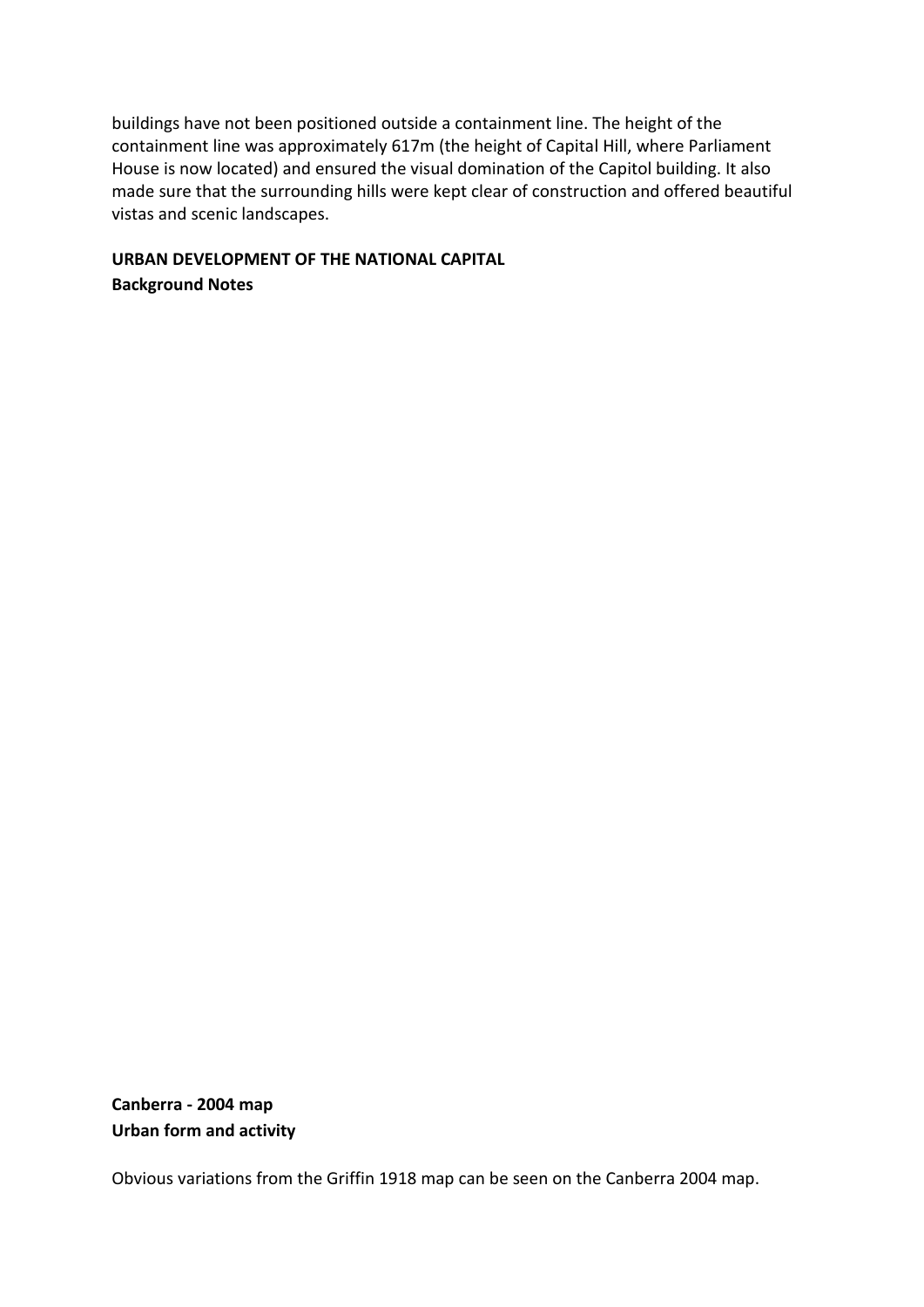buildings have not been positioned outside a containment line. The height of the containment line was approximately 617m (the height of Capital Hill, where Parliament House is now located) and ensured the visual domination of the Capitol building. It also made sure that the surrounding hills were kept clear of construction and offered beautiful vistas and scenic landscapes.

**URBAN DEVELOPMENT OF THE NATIONAL CAPITAL**
**Background Notes**

**Canberra - 2004 map**
**Urban form and activity**

Obvious variations from the Griffin 1918 map can be seen on the Canberra 2004 map.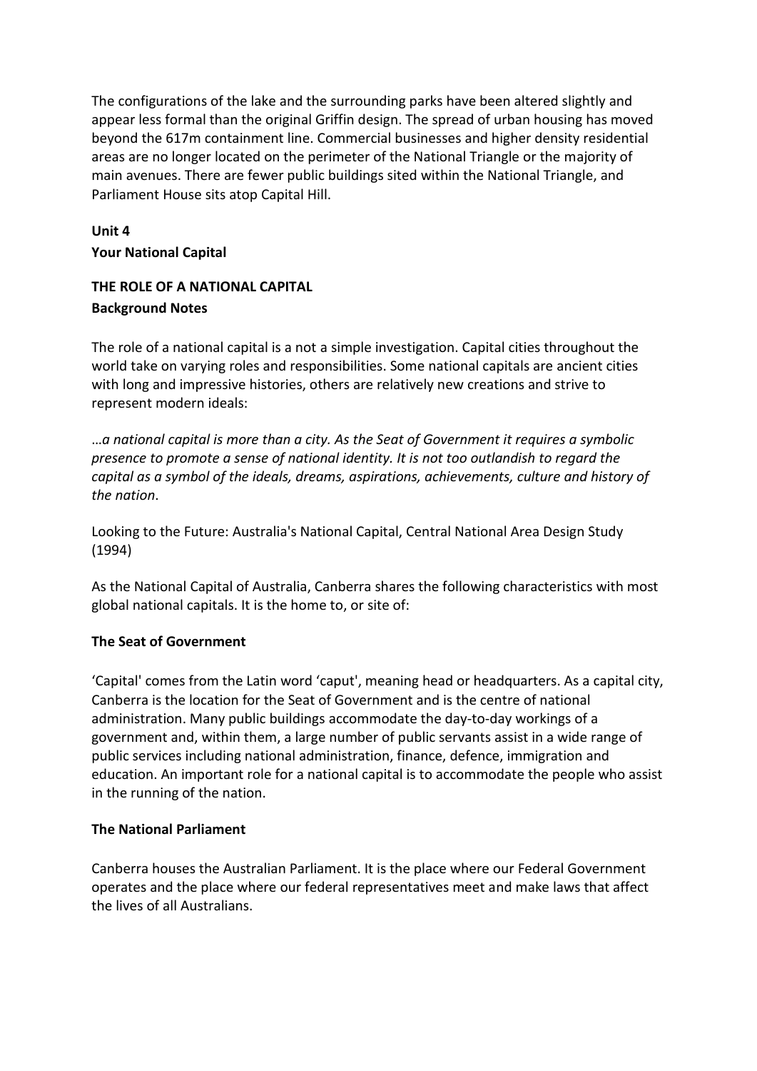The configurations of the lake and the surrounding parks have been altered slightly and appear less formal than the original Griffin design. The spread of urban housing has moved beyond the 617m containment line. Commercial businesses and higher density residential areas are no longer located on the perimeter of the National Triangle or the majority of main avenues. There are fewer public buildings sited within the National Triangle, and Parliament House sits atop Capital Hill.

## Unit 4

## Your National Capital

### THE ROLE OF A NATIONAL CAPITAL

#### Background Notes

The role of a national capital is a not a simple investigation. Capital cities throughout the world take on varying roles and responsibilities. Some national capitals are ancient cities with long and impressive histories, others are relatively new creations and strive to represent modern ideals:

*…a national capital is more than a city. As the Seat of Government it requires a symbolic presence to promote a sense of national identity. It is not too outlandish to regard the capital as a symbol of the ideals, dreams, aspirations, achievements, culture and history of the nation*.

Looking to the Future: Australia's National Capital, Central National Area Design Study (1994)

As the National Capital of Australia, Canberra shares the following characteristics with most global national capitals. It is the home to, or site of:

#### The Seat of Government

'Capital' comes from the Latin word 'caput', meaning head or headquarters. As a capital city, Canberra is the location for the Seat of Government and is the centre of national administration. Many public buildings accommodate the day-to-day workings of a government and, within them, a large number of public servants assist in a wide range of public services including national administration, finance, defence, immigration and education. An important role for a national capital is to accommodate the people who assist in the running of the nation.

#### The National Parliament

Canberra houses the Australian Parliament. It is the place where our Federal Government operates and the place where our federal representatives meet and make laws that affect the lives of all Australians.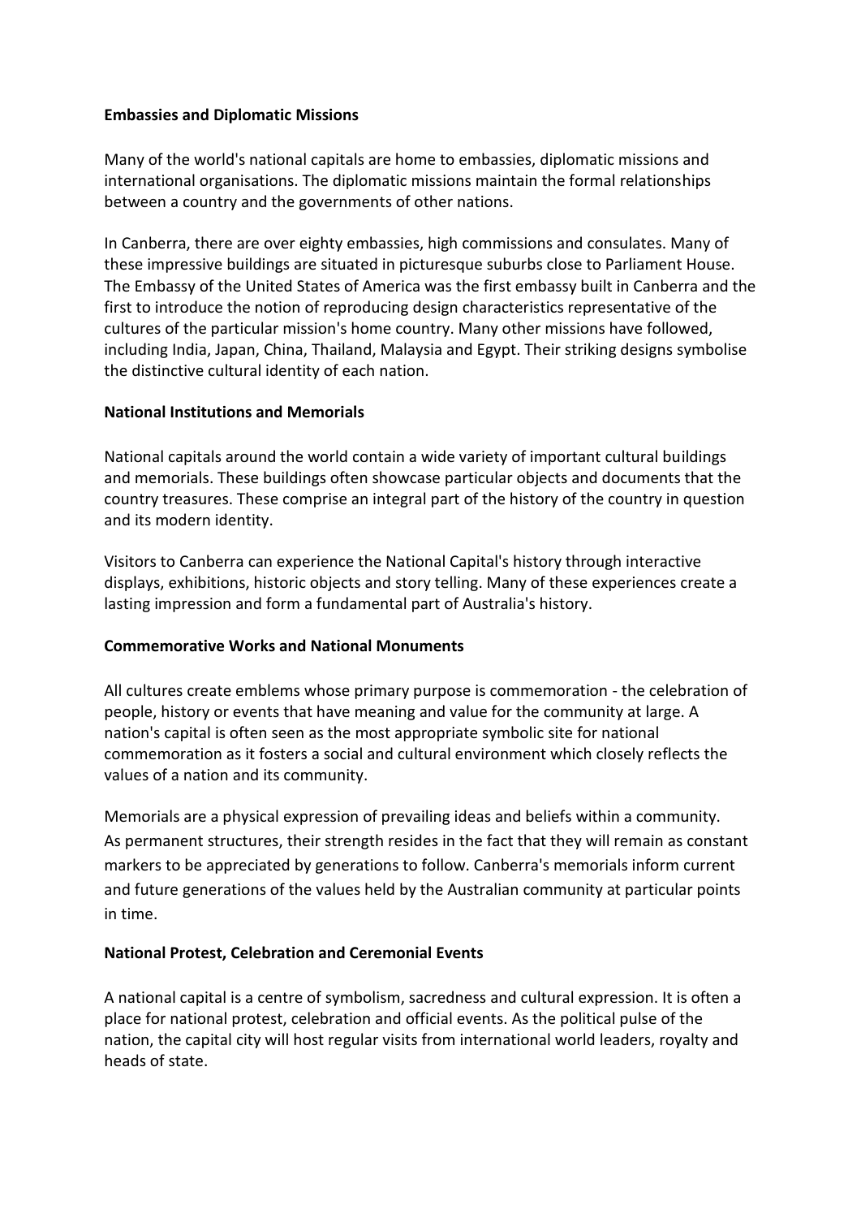**Embassies and Diplomatic Missions**

Many of the world's national capitals are home to embassies, diplomatic missions and international organisations. The diplomatic missions maintain the formal relationships between a country and the governments of other nations.

In Canberra, there are over eighty embassies, high commissions and consulates. Many of these impressive buildings are situated in picturesque suburbs close to Parliament House. The Embassy of the United States of America was the first embassy built in Canberra and the first to introduce the notion of reproducing design characteristics representative of the cultures of the particular mission's home country. Many other missions have followed, including India, Japan, China, Thailand, Malaysia and Egypt. Their striking designs symbolise the distinctive cultural identity of each nation.

**National Institutions and Memorials**

National capitals around the world contain a wide variety of important cultural buildings and memorials. These buildings often showcase particular objects and documents that the country treasures. These comprise an integral part of the history of the country in question and its modern identity.

Visitors to Canberra can experience the National Capital's history through interactive displays, exhibitions, historic objects and story telling. Many of these experiences create a lasting impression and form a fundamental part of Australia's history.

**Commemorative Works and National Monuments**

All cultures create emblems whose primary purpose is commemoration - the celebration of people, history or events that have meaning and value for the community at large. A nation's capital is often seen as the most appropriate symbolic site for national commemoration as it fosters a social and cultural environment which closely reflects the values of a nation and its community.

Memorials are a physical expression of prevailing ideas and beliefs within a community. As permanent structures, their strength resides in the fact that they will remain as constant markers to be appreciated by generations to follow. Canberra's memorials inform current and future generations of the values held by the Australian community at particular points in time.

**National Protest, Celebration and Ceremonial Events**

A national capital is a centre of symbolism, sacredness and cultural expression. It is often a place for national protest, celebration and official events. As the political pulse of the nation, the capital city will host regular visits from international world leaders, royalty and heads of state.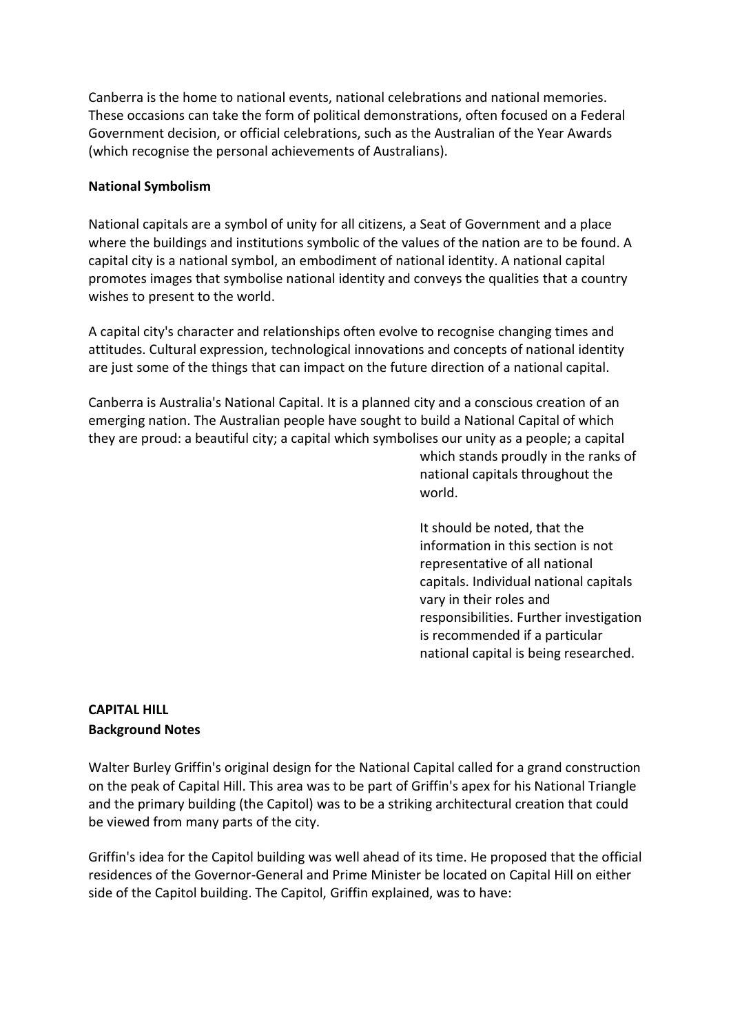Canberra is the home to national events, national celebrations and national memories. These occasions can take the form of political demonstrations, often focused on a Federal Government decision, or official celebrations, such as the Australian of the Year Awards (which recognise the personal achievements of Australians).

**National Symbolism**

National capitals are a symbol of unity for all citizens, a Seat of Government and a place where the buildings and institutions symbolic of the values of the nation are to be found. A capital city is a national symbol, an embodiment of national identity. A national capital promotes images that symbolise national identity and conveys the qualities that a country wishes to present to the world.

A capital city's character and relationships often evolve to recognise changing times and attitudes. Cultural expression, technological innovations and concepts of national identity are just some of the things that can impact on the future direction of a national capital.

Canberra is Australia's National Capital. It is a planned city and a conscious creation of an emerging nation. The Australian people have sought to build a National Capital of which they are proud: a beautiful city; a capital which symbolises our unity as a people; a capital which stands proudly in the ranks of national capitals throughout the world.

It should be noted, that the information in this section is not representative of all national capitals. Individual national capitals vary in their roles and responsibilities. Further investigation is recommended if a particular national capital is being researched.

**CAPITAL HILL**
**Background Notes**

Walter Burley Griffin's original design for the National Capital called for a grand construction on the peak of Capital Hill. This area was to be part of Griffin's apex for his National Triangle and the primary building (the Capitol) was to be a striking architectural creation that could be viewed from many parts of the city.

Griffin's idea for the Capitol building was well ahead of its time. He proposed that the official residences of the Governor-General and Prime Minister be located on Capital Hill on either side of the Capitol building. The Capitol, Griffin explained, was to have: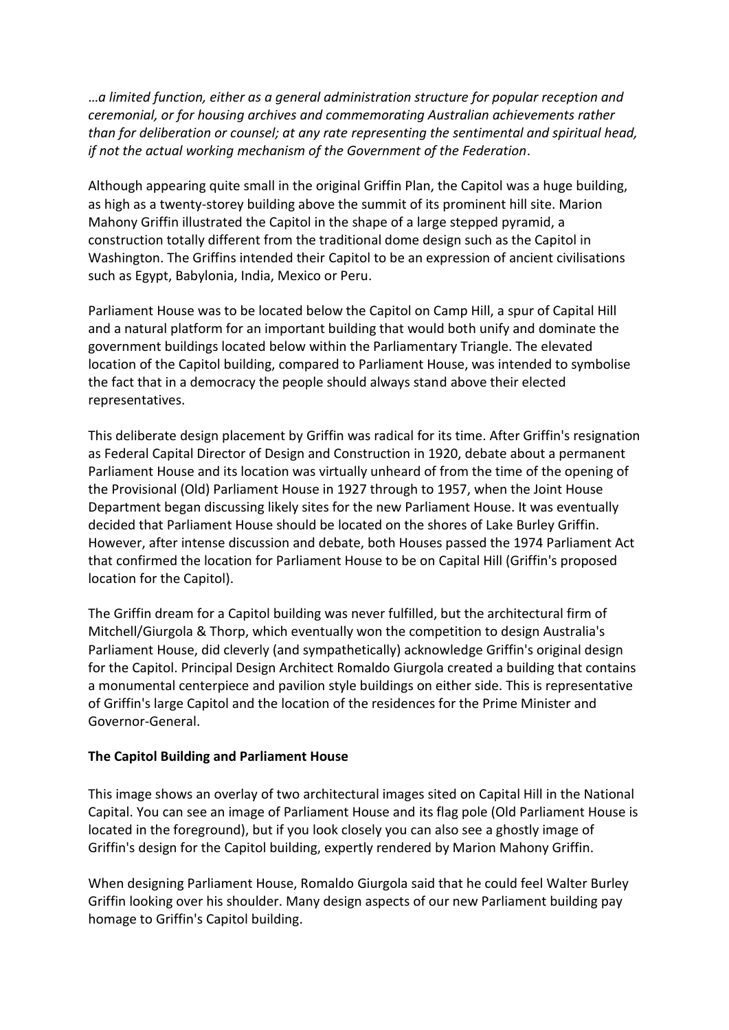*…a limited function, either as a general administration structure for popular reception and ceremonial, or for housing archives and commemorating Australian achievements rather than for deliberation or counsel; at any rate representing the sentimental and spiritual head, if not the actual working mechanism of the Government of the Federation*.

Although appearing quite small in the original Griffin Plan, the Capitol was a huge building, as high as a twenty-storey building above the summit of its prominent hill site. Marion Mahony Griffin illustrated the Capitol in the shape of a large stepped pyramid, a construction totally different from the traditional dome design such as the Capitol in Washington. The Griffins intended their Capitol to be an expression of ancient civilisations such as Egypt, Babylonia, India, Mexico or Peru.

Parliament House was to be located below the Capitol on Camp Hill, a spur of Capital Hill and a natural platform for an important building that would both unify and dominate the government buildings located below within the Parliamentary Triangle. The elevated location of the Capitol building, compared to Parliament House, was intended to symbolise the fact that in a democracy the people should always stand above their elected representatives.

This deliberate design placement by Griffin was radical for its time. After Griffin's resignation as Federal Capital Director of Design and Construction in 1920, debate about a permanent Parliament House and its location was virtually unheard of from the time of the opening of the Provisional (Old) Parliament House in 1927 through to 1957, when the Joint House Department began discussing likely sites for the new Parliament House. It was eventually decided that Parliament House should be located on the shores of Lake Burley Griffin. However, after intense discussion and debate, both Houses passed the 1974 Parliament Act that confirmed the location for Parliament House to be on Capital Hill (Griffin's proposed location for the Capitol).

The Griffin dream for a Capitol building was never fulfilled, but the architectural firm of Mitchell/Giurgola & Thorp, which eventually won the competition to design Australia's Parliament House, did cleverly (and sympathetically) acknowledge Griffin's original design for the Capitol. Principal Design Architect Romaldo Giurgola created a building that contains a monumental centerpiece and pavilion style buildings on either side. This is representative of Griffin's large Capitol and the location of the residences for the Prime Minister and Governor-General.

**The Capitol Building and Parliament House**

This image shows an overlay of two architectural images sited on Capital Hill in the National Capital. You can see an image of Parliament House and its flag pole (Old Parliament House is located in the foreground), but if you look closely you can also see a ghostly image of Griffin's design for the Capitol building, expertly rendered by Marion Mahony Griffin.

When designing Parliament House, Romaldo Giurgola said that he could feel Walter Burley Griffin looking over his shoulder. Many design aspects of our new Parliament building pay homage to Griffin's Capitol building.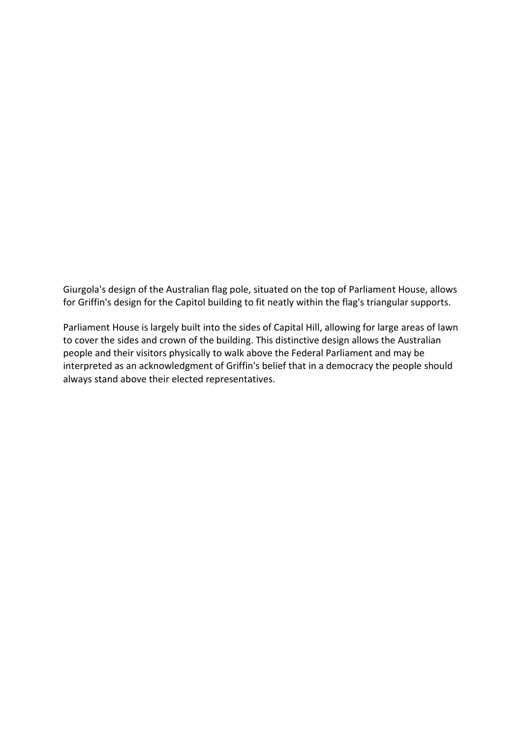Giurgola's design of the Australian flag pole, situated on the top of Parliament House, allows for Griffin's design for the Capitol building to fit neatly within the flag's triangular supports.

Parliament House is largely built into the sides of Capital Hill, allowing for large areas of lawn to cover the sides and crown of the building. This distinctive design allows the Australian people and their visitors physically to walk above the Federal Parliament and may be interpreted as an acknowledgment of Griffin's belief that in a democracy the people should always stand above their elected representatives.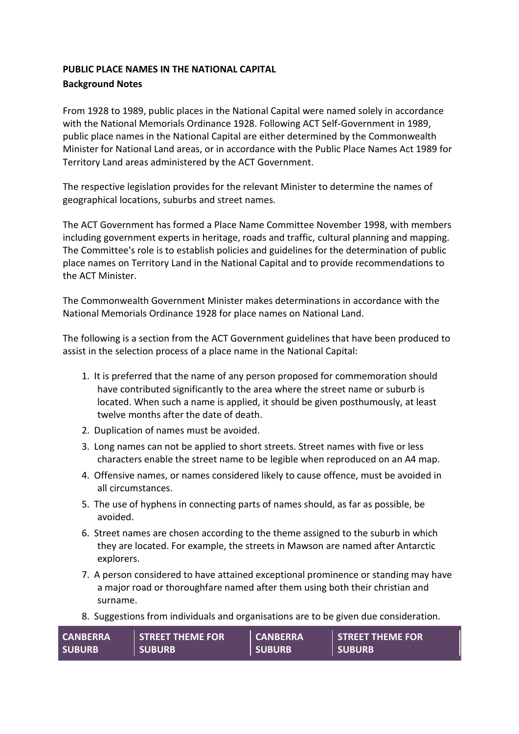**PUBLIC PLACE NAMES IN THE NATIONAL CAPITAL**
**Background Notes**

From 1928 to 1989, public places in the National Capital were named solely in accordance with the National Memorials Ordinance 1928. Following ACT Self-Government in 1989, public place names in the National Capital are either determined by the Commonwealth Minister for National Land areas, or in accordance with the Public Place Names Act 1989 for Territory Land areas administered by the ACT Government.

The respective legislation provides for the relevant Minister to determine the names of geographical locations, suburbs and street names.

The ACT Government has formed a Place Name Committee November 1998, with members including government experts in heritage, roads and traffic, cultural planning and mapping. The Committee's role is to establish policies and guidelines for the determination of public place names on Territory Land in the National Capital and to provide recommendations to the ACT Minister.

The Commonwealth Government Minister makes determinations in accordance with the National Memorials Ordinance 1928 for place names on National Land.

The following is a section from the ACT Government guidelines that have been produced to assist in the selection process of a place name in the National Capital:

1. It is preferred that the name of any person proposed for commemoration should have contributed significantly to the area where the street name or suburb is located. When such a name is applied, it should be given posthumously, at least twelve months after the date of death.
2. Duplication of names must be avoided.
3. Long names can not be applied to short streets. Street names with five or less characters enable the street name to be legible when reproduced on an A4 map.
4. Offensive names, or names considered likely to cause offence, must be avoided in all circumstances.
5. The use of hyphens in connecting parts of names should, as far as possible, be avoided.
6. Street names are chosen according to the theme assigned to the suburb in which they are located. For example, the streets in Mawson are named after Antarctic explorers.
7. A person considered to have attained exceptional prominence or standing may have a major road or thoroughfare named after them using both their christian and surname.
8. Suggestions from individuals and organisations are to be given due consideration.

| CANBERRA SUBURB | STREET THEME FOR SUBURB | CANBERRA SUBURB | STREET THEME FOR SUBURB |
| --- | --- | --- | --- |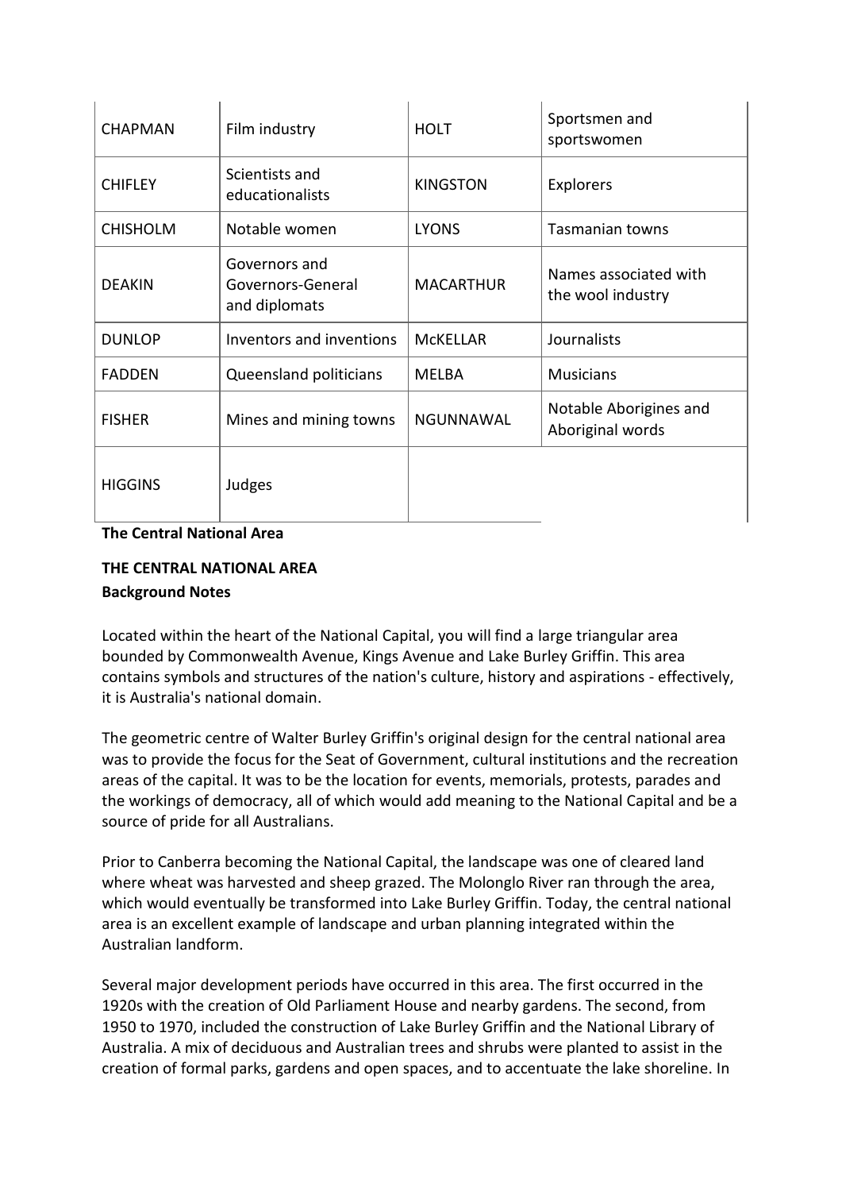| CHAPMAN | Film industry | HOLT | Sportsmen and sportswomen |
|---|---|---|---|
| CHIFLEY | Scientists and educationalists | KINGSTON | Explorers |
| CHISHOLM | Notable women | LYONS | Tasmanian towns |
| DEAKIN | Governors and Governors-General and diplomats | MACARTHUR | Names associated with the wool industry |
| DUNLOP | Inventors and inventions | McKELLAR | Journalists |
| FADDEN | Queensland politicians | MELBA | Musicians |
| FISHER | Mines and mining towns | NGUNNAWAL | Notable Aborigines and Aboriginal words |
| HIGGINS | Judges | | |

**The Central National Area**

**THE CENTRAL NATIONAL AREA**

**Background Notes**

Located within the heart of the National Capital, you will find a large triangular area bounded by Commonwealth Avenue, Kings Avenue and Lake Burley Griffin. This area contains symbols and structures of the nation's culture, history and aspirations - effectively, it is Australia's national domain.

The geometric centre of Walter Burley Griffin's original design for the central national area was to provide the focus for the Seat of Government, cultural institutions and the recreation areas of the capital. It was to be the location for events, memorials, protests, parades and the workings of democracy, all of which would add meaning to the National Capital and be a source of pride for all Australians.

Prior to Canberra becoming the National Capital, the landscape was one of cleared land where wheat was harvested and sheep grazed. The Molonglo River ran through the area, which would eventually be transformed into Lake Burley Griffin. Today, the central national area is an excellent example of landscape and urban planning integrated within the Australian landform.

Several major development periods have occurred in this area. The first occurred in the 1920s with the creation of Old Parliament House and nearby gardens. The second, from 1950 to 1970, included the construction of Lake Burley Griffin and the National Library of Australia. A mix of deciduous and Australian trees and shrubs were planted to assist in the creation of formal parks, gardens and open spaces, and to accentuate the lake shoreline. In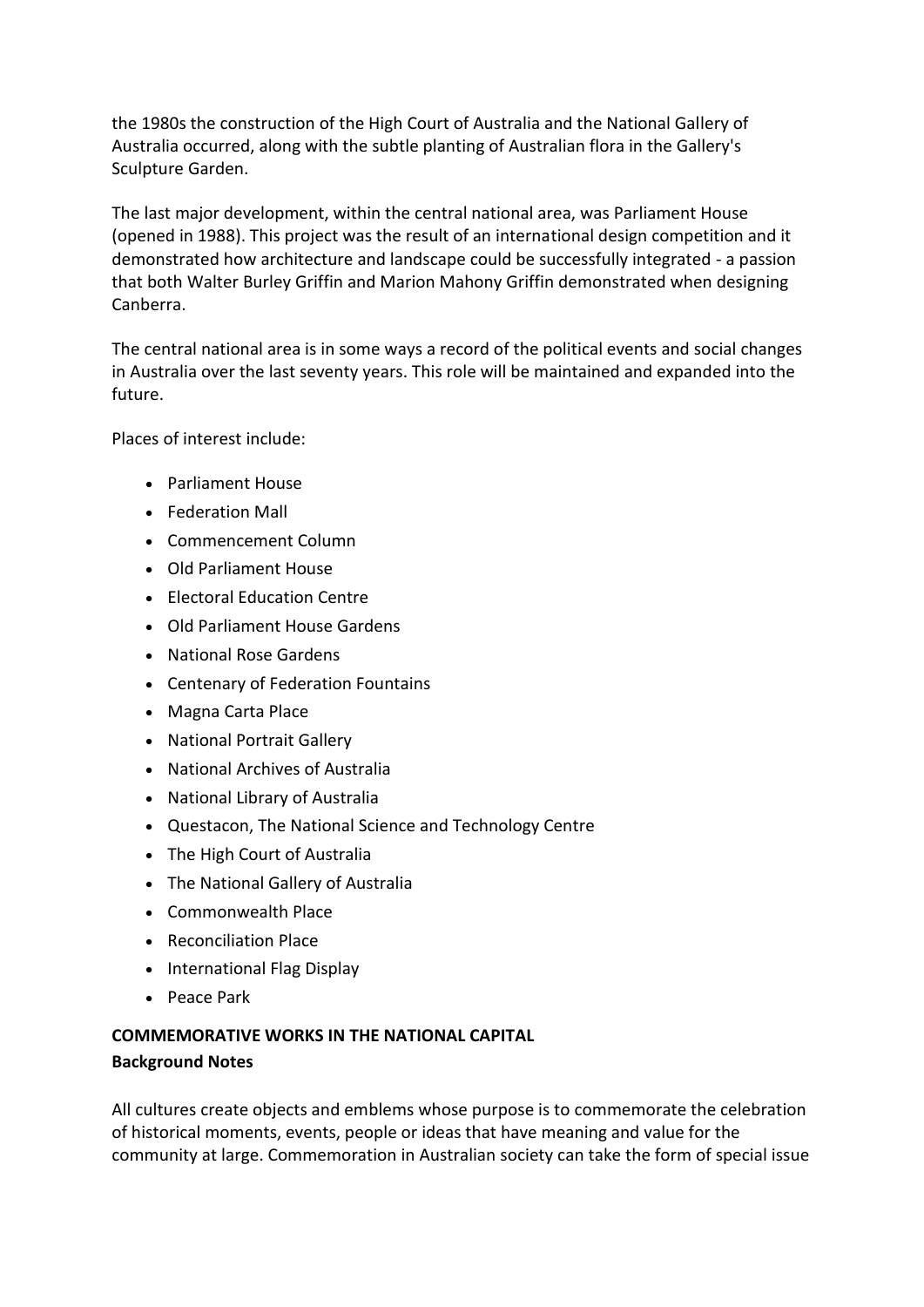the 1980s the construction of the High Court of Australia and the National Gallery of Australia occurred, along with the subtle planting of Australian flora in the Gallery's Sculpture Garden.

The last major development, within the central national area, was Parliament House (opened in 1988). This project was the result of an international design competition and it demonstrated how architecture and landscape could be successfully integrated - a passion that both Walter Burley Griffin and Marion Mahony Griffin demonstrated when designing Canberra.

The central national area is in some ways a record of the political events and social changes in Australia over the last seventy years. This role will be maintained and expanded into the future.

Places of interest include:

- Parliament House
- Federation Mall
- Commencement Column
- Old Parliament House
- Electoral Education Centre
- Old Parliament House Gardens
- National Rose Gardens
- Centenary of Federation Fountains
- Magna Carta Place
- National Portrait Gallery
- National Archives of Australia
- National Library of Australia
- Questacon, The National Science and Technology Centre
- The High Court of Australia
- The National Gallery of Australia
- Commonwealth Place
- Reconciliation Place
- International Flag Display
- Peace Park

**COMMEMORATIVE WORKS IN THE NATIONAL CAPITAL**

**Background Notes**

All cultures create objects and emblems whose purpose is to commemorate the celebration of historical moments, events, people or ideas that have meaning and value for the community at large. Commemoration in Australian society can take the form of special issue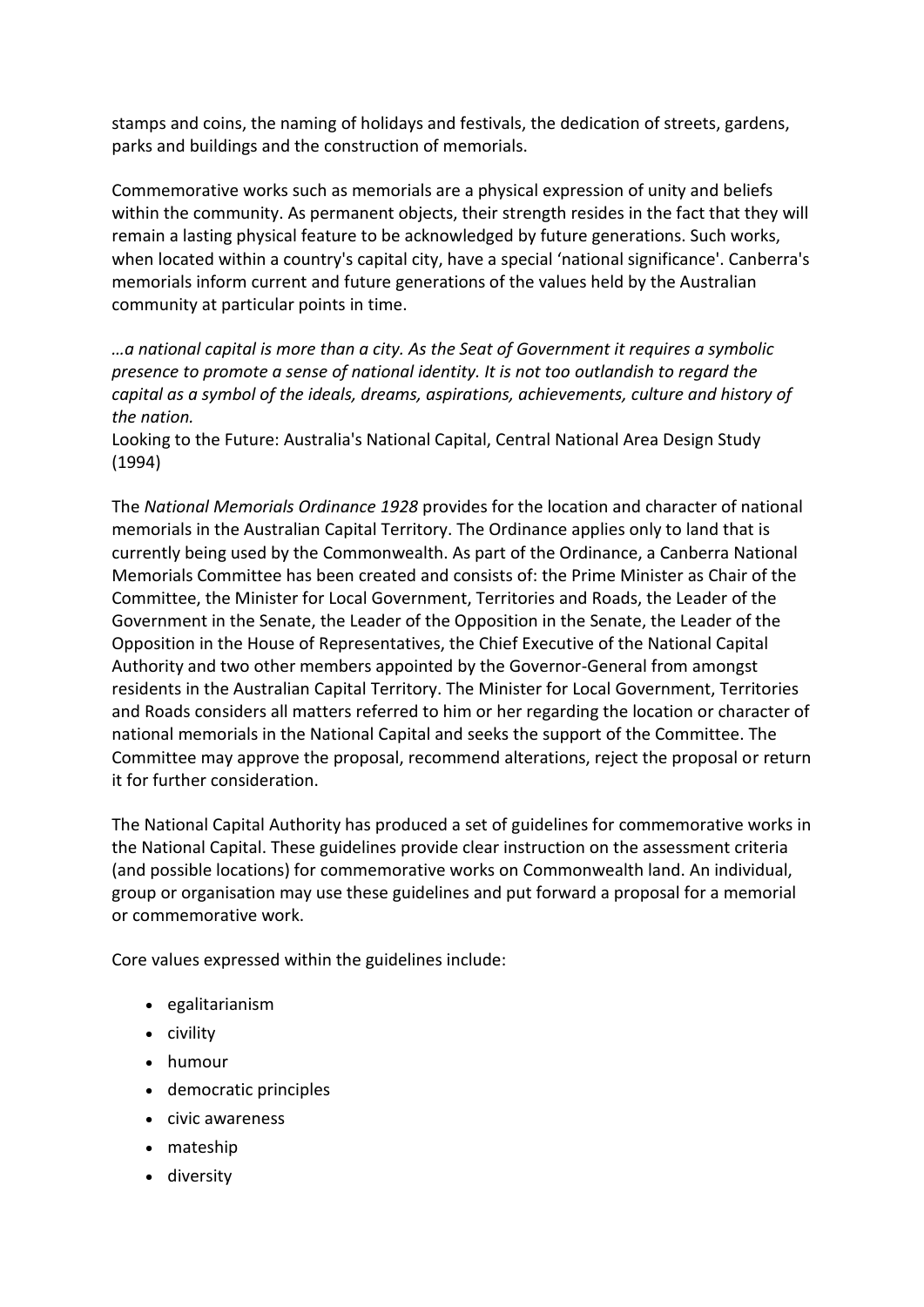stamps and coins, the naming of holidays and festivals, the dedication of streets, gardens, parks and buildings and the construction of memorials.

Commemorative works such as memorials are a physical expression of unity and beliefs within the community. As permanent objects, their strength resides in the fact that they will remain a lasting physical feature to be acknowledged by future generations. Such works, when located within a country's capital city, have a special 'national significance'. Canberra's memorials inform current and future generations of the values held by the Australian community at particular points in time.

*...a national capital is more than a city. As the Seat of Government it requires a symbolic presence to promote a sense of national identity. It is not too outlandish to regard the capital as a symbol of the ideals, dreams, aspirations, achievements, culture and history of the nation.*
Looking to the Future: Australia's National Capital, Central National Area Design Study (1994)

The *National Memorials Ordinance 1928* provides for the location and character of national memorials in the Australian Capital Territory. The Ordinance applies only to land that is currently being used by the Commonwealth. As part of the Ordinance, a Canberra National Memorials Committee has been created and consists of: the Prime Minister as Chair of the Committee, the Minister for Local Government, Territories and Roads, the Leader of the Government in the Senate, the Leader of the Opposition in the Senate, the Leader of the Opposition in the House of Representatives, the Chief Executive of the National Capital Authority and two other members appointed by the Governor-General from amongst residents in the Australian Capital Territory. The Minister for Local Government, Territories and Roads considers all matters referred to him or her regarding the location or character of national memorials in the National Capital and seeks the support of the Committee. The Committee may approve the proposal, recommend alterations, reject the proposal or return it for further consideration.

The National Capital Authority has produced a set of guidelines for commemorative works in the National Capital. These guidelines provide clear instruction on the assessment criteria (and possible locations) for commemorative works on Commonwealth land. An individual, group or organisation may use these guidelines and put forward a proposal for a memorial or commemorative work.

Core values expressed within the guidelines include:

- egalitarianism
- civility
- humour
- democratic principles
- civic awareness
- mateship
- diversity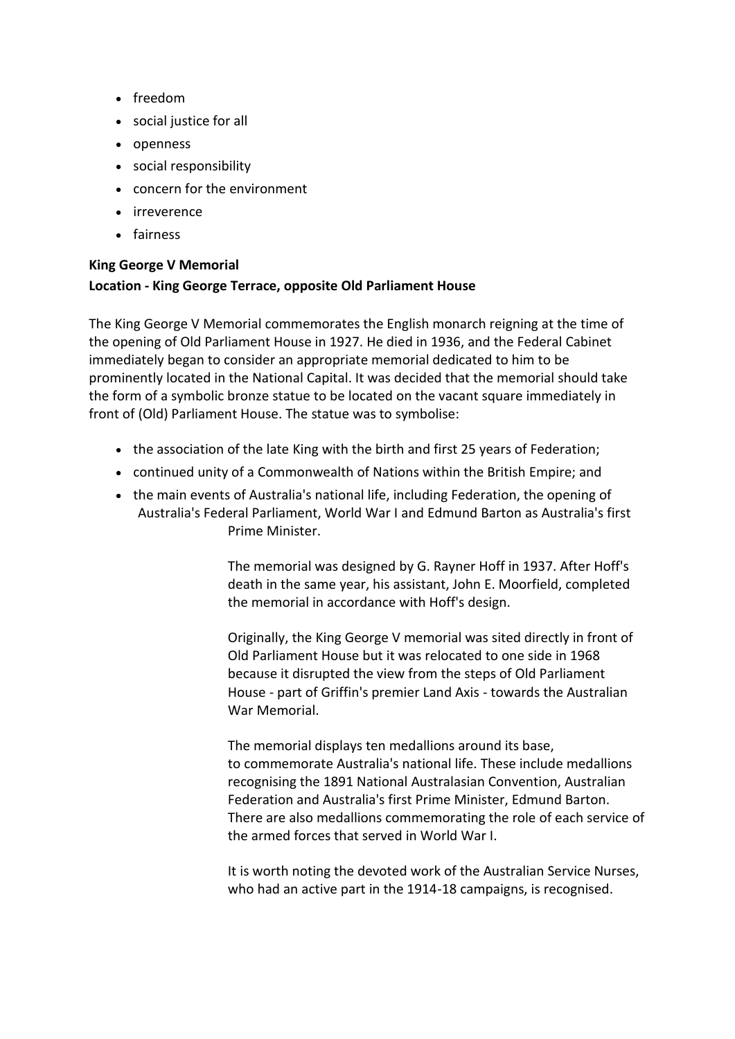- freedom
- social justice for all
- openness
- social responsibility
- concern for the environment
- irreverence
- fairness

**King George V Memorial**

**Location - King George Terrace, opposite Old Parliament House**

The King George V Memorial commemorates the English monarch reigning at the time of the opening of Old Parliament House in 1927. He died in 1936, and the Federal Cabinet immediately began to consider an appropriate memorial dedicated to him to be prominently located in the National Capital. It was decided that the memorial should take the form of a symbolic bronze statue to be located on the vacant square immediately in front of (Old) Parliament House. The statue was to symbolise:

- the association of the late King with the birth and first 25 years of Federation;
- continued unity of a Commonwealth of Nations within the British Empire; and
- the main events of Australia's national life, including Federation, the opening of Australia's Federal Parliament, World War I and Edmund Barton as Australia's first Prime Minister.

The memorial was designed by G. Rayner Hoff in 1937. After Hoff's death in the same year, his assistant, John E. Moorfield, completed the memorial in accordance with Hoff's design.

Originally, the King George V memorial was sited directly in front of Old Parliament House but it was relocated to one side in 1968 because it disrupted the view from the steps of Old Parliament House - part of Griffin's premier Land Axis - towards the Australian War Memorial.

The memorial displays ten medallions around its base, to commemorate Australia's national life. These include medallions recognising the 1891 National Australasian Convention, Australian Federation and Australia's first Prime Minister, Edmund Barton. There are also medallions commemorating the role of each service of the armed forces that served in World War I.

It is worth noting the devoted work of the Australian Service Nurses, who had an active part in the 1914-18 campaigns, is recognised.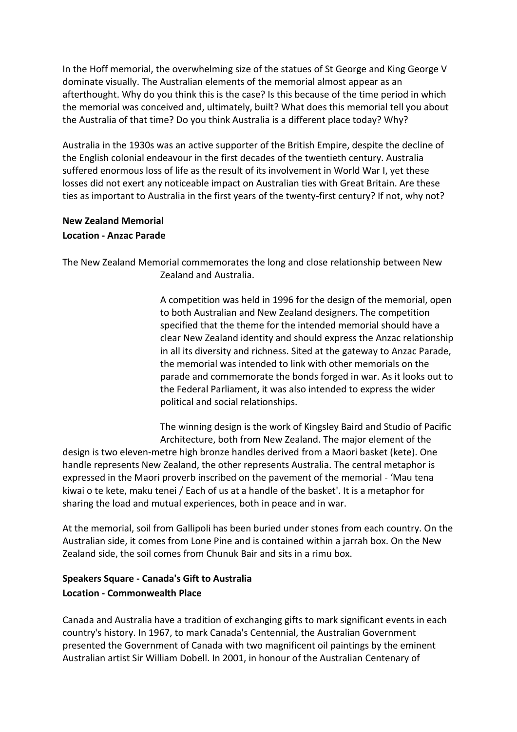In the Hoff memorial, the overwhelming size of the statues of St George and King George V dominate visually. The Australian elements of the memorial almost appear as an afterthought. Why do you think this is the case? Is this because of the time period in which the memorial was conceived and, ultimately, built? What does this memorial tell you about the Australia of that time? Do you think Australia is a different place today? Why?

Australia in the 1930s was an active supporter of the British Empire, despite the decline of the English colonial endeavour in the first decades of the twentieth century. Australia suffered enormous loss of life as the result of its involvement in World War I, yet these losses did not exert any noticeable impact on Australian ties with Great Britain. Are these ties as important to Australia in the first years of the twenty-first century? If not, why not?

**New Zealand Memorial**
**Location - Anzac Parade**

The New Zealand Memorial commemorates the long and close relationship between New Zealand and Australia.

A competition was held in 1996 for the design of the memorial, open to both Australian and New Zealand designers. The competition specified that the theme for the intended memorial should have a clear New Zealand identity and should express the Anzac relationship in all its diversity and richness. Sited at the gateway to Anzac Parade, the memorial was intended to link with other memorials on the parade and commemorate the bonds forged in war. As it looks out to the Federal Parliament, it was also intended to express the wider political and social relationships.

The winning design is the work of Kingsley Baird and Studio of Pacific Architecture, both from New Zealand. The major element of the design is two eleven-metre high bronze handles derived from a Maori basket (kete). One handle represents New Zealand, the other represents Australia. The central metaphor is expressed in the Maori proverb inscribed on the pavement of the memorial - 'Mau tena kiwai o te kete, maku tenei / Each of us at a handle of the basket'. It is a metaphor for sharing the load and mutual experiences, both in peace and in war.

At the memorial, soil from Gallipoli has been buried under stones from each country. On the Australian side, it comes from Lone Pine and is contained within a jarrah box. On the New Zealand side, the soil comes from Chunuk Bair and sits in a rimu box.

**Speakers Square - Canada's Gift to Australia**
**Location - Commonwealth Place**

Canada and Australia have a tradition of exchanging gifts to mark significant events in each country's history. In 1967, to mark Canada's Centennial, the Australian Government presented the Government of Canada with two magnificent oil paintings by the eminent Australian artist Sir William Dobell. In 2001, in honour of the Australian Centenary of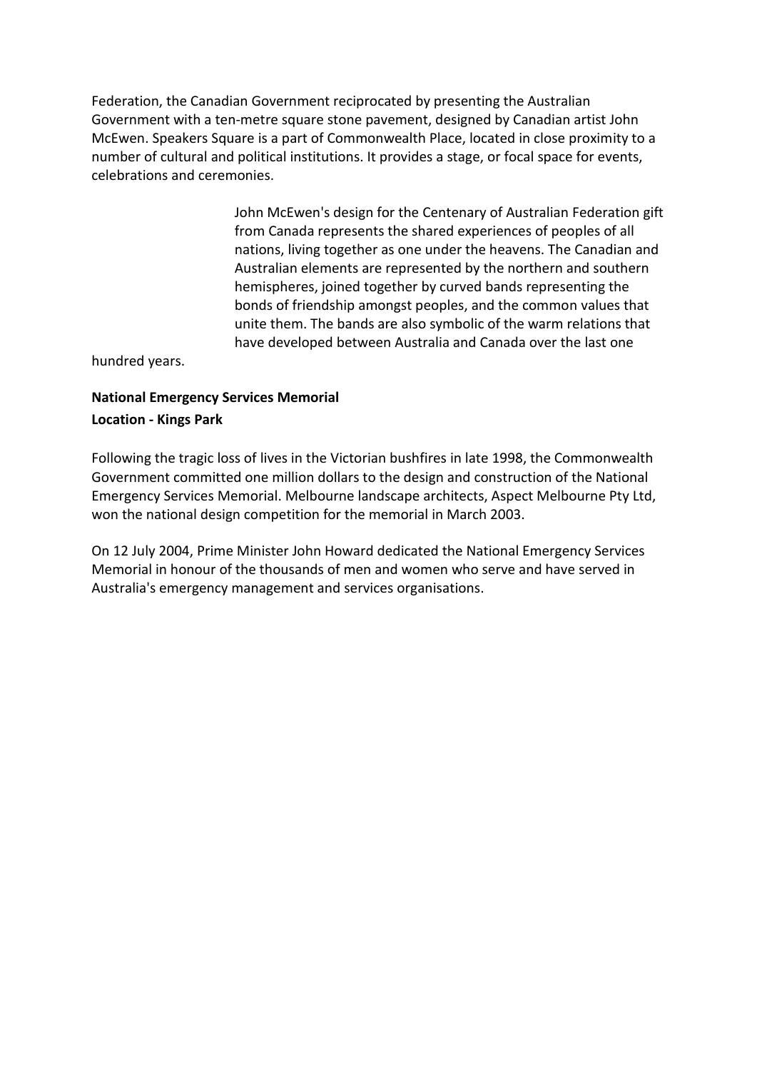Federation, the Canadian Government reciprocated by presenting the Australian Government with a ten-metre square stone pavement, designed by Canadian artist John McEwen. Speakers Square is a part of Commonwealth Place, located in close proximity to a number of cultural and political institutions. It provides a stage, or focal space for events, celebrations and ceremonies.

John McEwen's design for the Centenary of Australian Federation gift from Canada represents the shared experiences of peoples of all nations, living together as one under the heavens. The Canadian and Australian elements are represented by the northern and southern hemispheres, joined together by curved bands representing the bonds of friendship amongst peoples, and the common values that unite them. The bands are also symbolic of the warm relations that have developed between Australia and Canada over the last one hundred years.

**National Emergency Services Memorial**

**Location - Kings Park**

Following the tragic loss of lives in the Victorian bushfires in late 1998, the Commonwealth Government committed one million dollars to the design and construction of the National Emergency Services Memorial. Melbourne landscape architects, Aspect Melbourne Pty Ltd, won the national design competition for the memorial in March 2003.

On 12 July 2004, Prime Minister John Howard dedicated the National Emergency Services Memorial in honour of the thousands of men and women who serve and have served in Australia's emergency management and services organisations.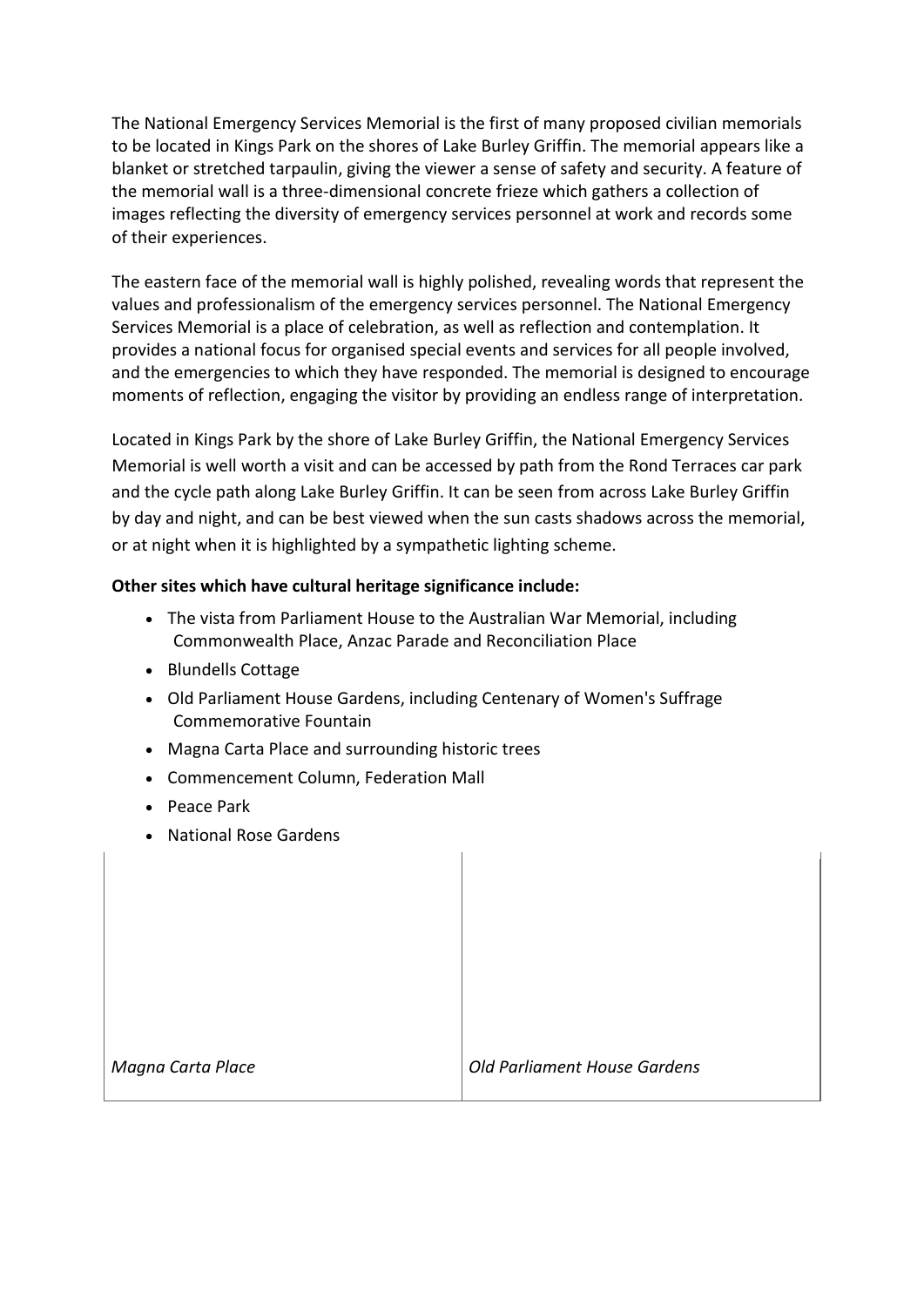The National Emergency Services Memorial is the first of many proposed civilian memorials to be located in Kings Park on the shores of Lake Burley Griffin. The memorial appears like a blanket or stretched tarpaulin, giving the viewer a sense of safety and security. A feature of the memorial wall is a three-dimensional concrete frieze which gathers a collection of images reflecting the diversity of emergency services personnel at work and records some of their experiences.

The eastern face of the memorial wall is highly polished, revealing words that represent the values and professionalism of the emergency services personnel. The National Emergency Services Memorial is a place of celebration, as well as reflection and contemplation. It provides a national focus for organised special events and services for all people involved, and the emergencies to which they have responded. The memorial is designed to encourage moments of reflection, engaging the visitor by providing an endless range of interpretation.

Located in Kings Park by the shore of Lake Burley Griffin, the National Emergency Services Memorial is well worth a visit and can be accessed by path from the Rond Terraces car park and the cycle path along Lake Burley Griffin. It can be seen from across Lake Burley Griffin by day and night, and can be best viewed when the sun casts shadows across the memorial, or at night when it is highlighted by a sympathetic lighting scheme.

**Other sites which have cultural heritage significance include:**

- The vista from Parliament House to the Australian War Memorial, including Commonwealth Place, Anzac Parade and Reconciliation Place
- Blundells Cottage
- Old Parliament House Gardens, including Centenary of Women's Suffrage Commemorative Fountain
- Magna Carta Place and surrounding historic trees
- Commencement Column, Federation Mall
- Peace Park
- National Rose Gardens

| | |
|---|---|
| *Magna Carta Place* | *Old Parliament House Gardens* |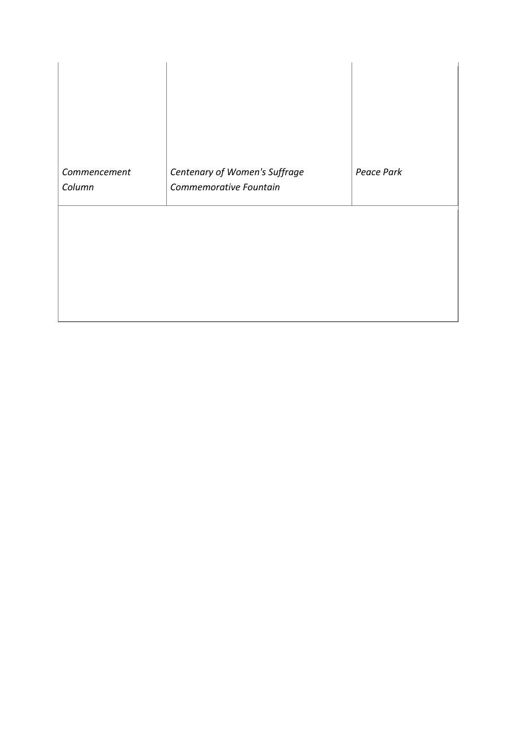| | | |
|---|---|---|
| *Commencement Column* | *Centenary of Women's Suffrage Commemorative Fountain* | *Peace Park* |
| | | |